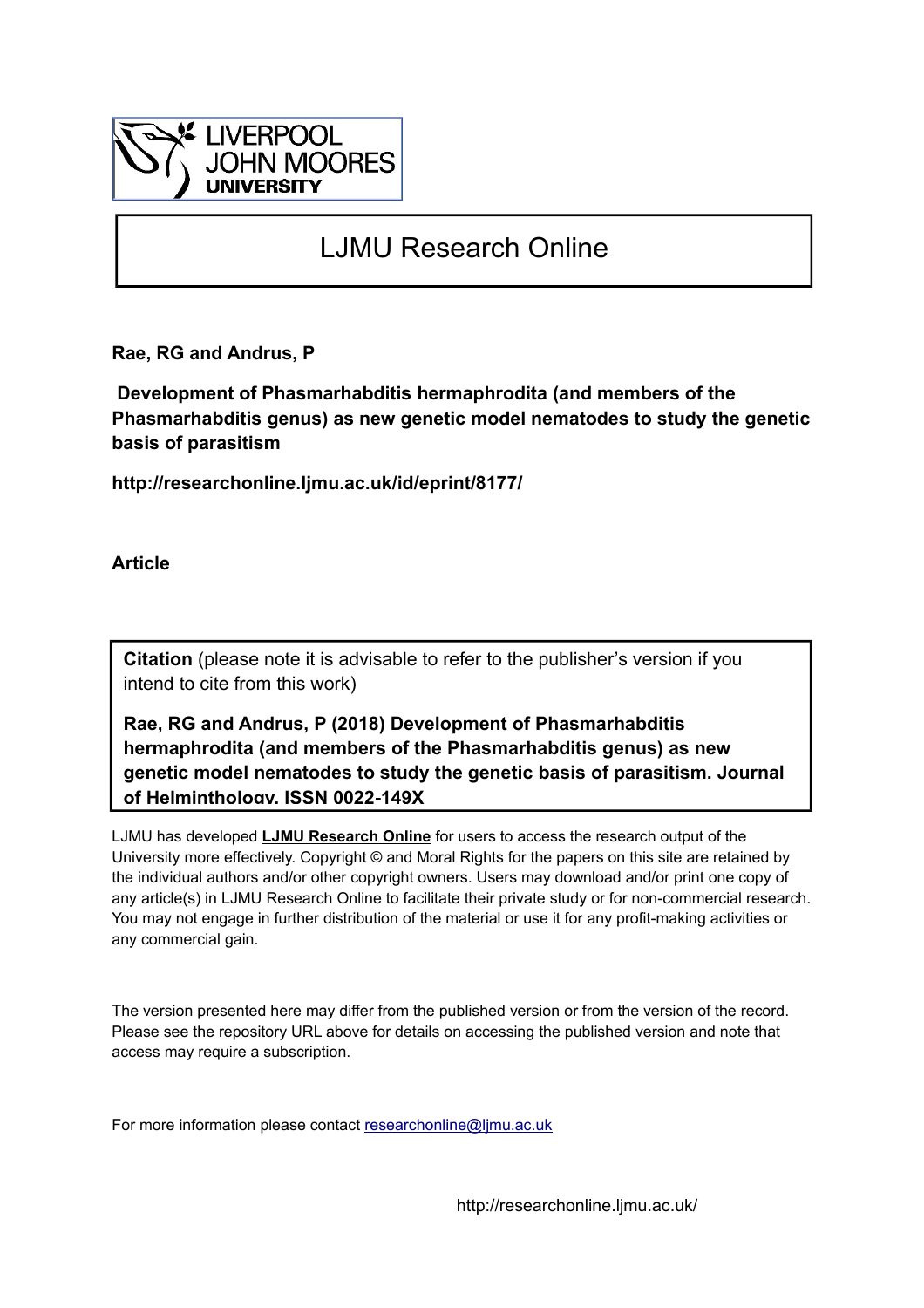LIVERPOOL JOHN MOORES UNIVERSITY

# LJMU Research Online

**Rae, RG and Andrus, P**

**Development of Phasmarhabditis hermaphrodita (and members of the Phasmarhabditis genus) as new genetic model nematodes to study the genetic basis of parasitism**

**http://researchonline.ljmu.ac.uk/id/eprint/8177/**

**Article**

**Citation** (please note it is advisable to refer to the publisher's version if you intend to cite from this work)

**Rae, RG and Andrus, P (2018) Development of Phasmarhabditis hermaphrodita (and members of the Phasmarhabditis genus) as new genetic model nematodes to study the genetic basis of parasitism. Journal of Helminthology. ISSN 0022-149X**

LJMU has developed **LJMU Research Online** for users to access the research output of the University more effectively. Copyright © and Moral Rights for the papers on this site are retained by the individual authors and/or other copyright owners. Users may download and/or print one copy of any article(s) in LJMU Research Online to facilitate their private study or for non-commercial research. You may not engage in further distribution of the material or use it for any profit-making activities or any commercial gain.

The version presented here may differ from the published version or from the version of the record. Please see the repository URL above for details on accessing the published version and note that access may require a subscription.

For more information please contact researchonline@ljmu.ac.uk

http://researchonline.ljmu.ac.uk/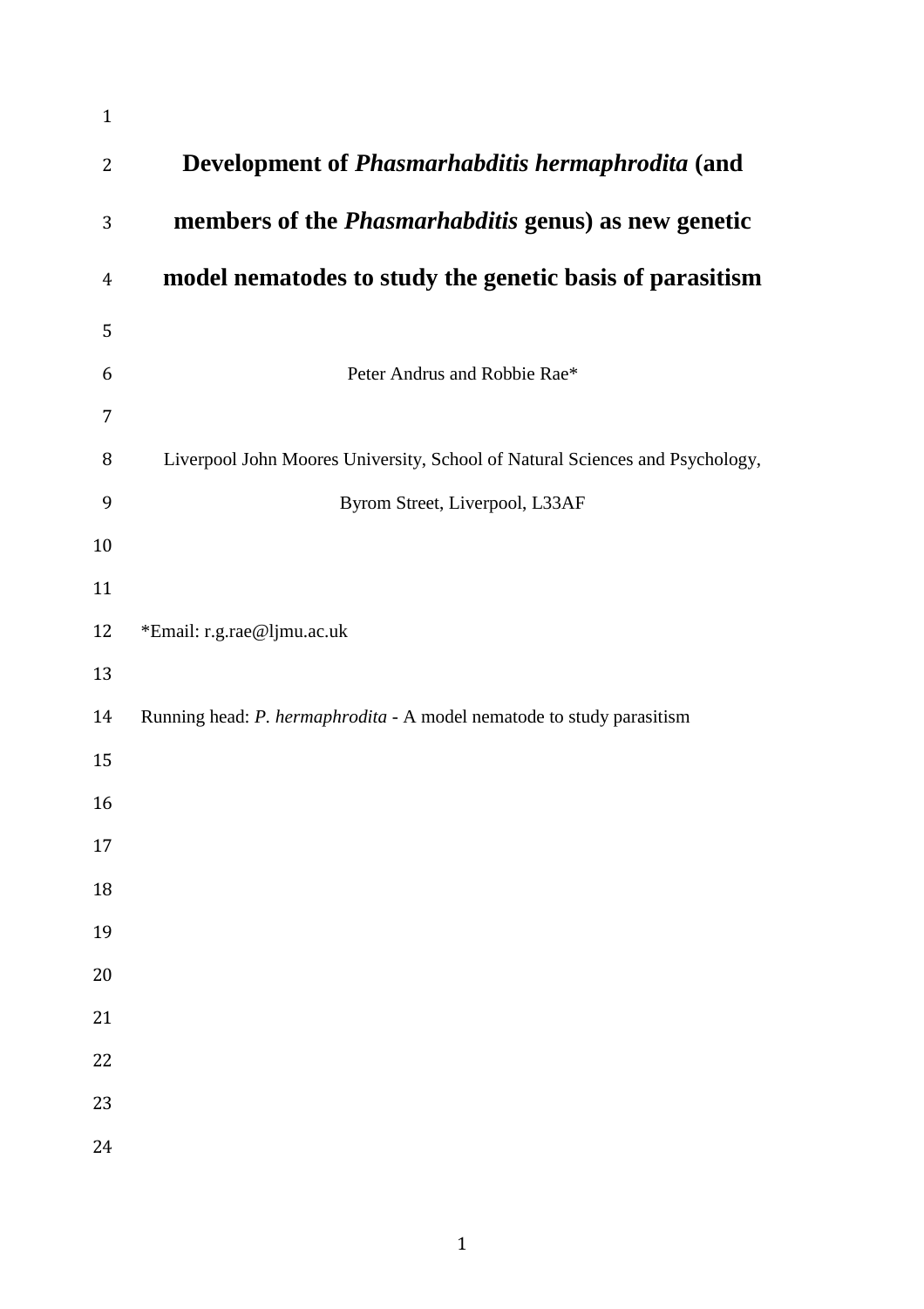# Development of *Phasmarhabditis hermaphrodita* (and members of the *Phasmarhabditis* genus) as new genetic model nematodes to study the genetic basis of parasitism

Peter Andrus and Robbie Rae*

Liverpool John Moores University, School of Natural Sciences and Psychology, Byrom Street, Liverpool, L33AF

*Email: r.g.rae@ljmu.ac.uk

Running head: *P. hermaphrodita* - A model nematode to study parasitism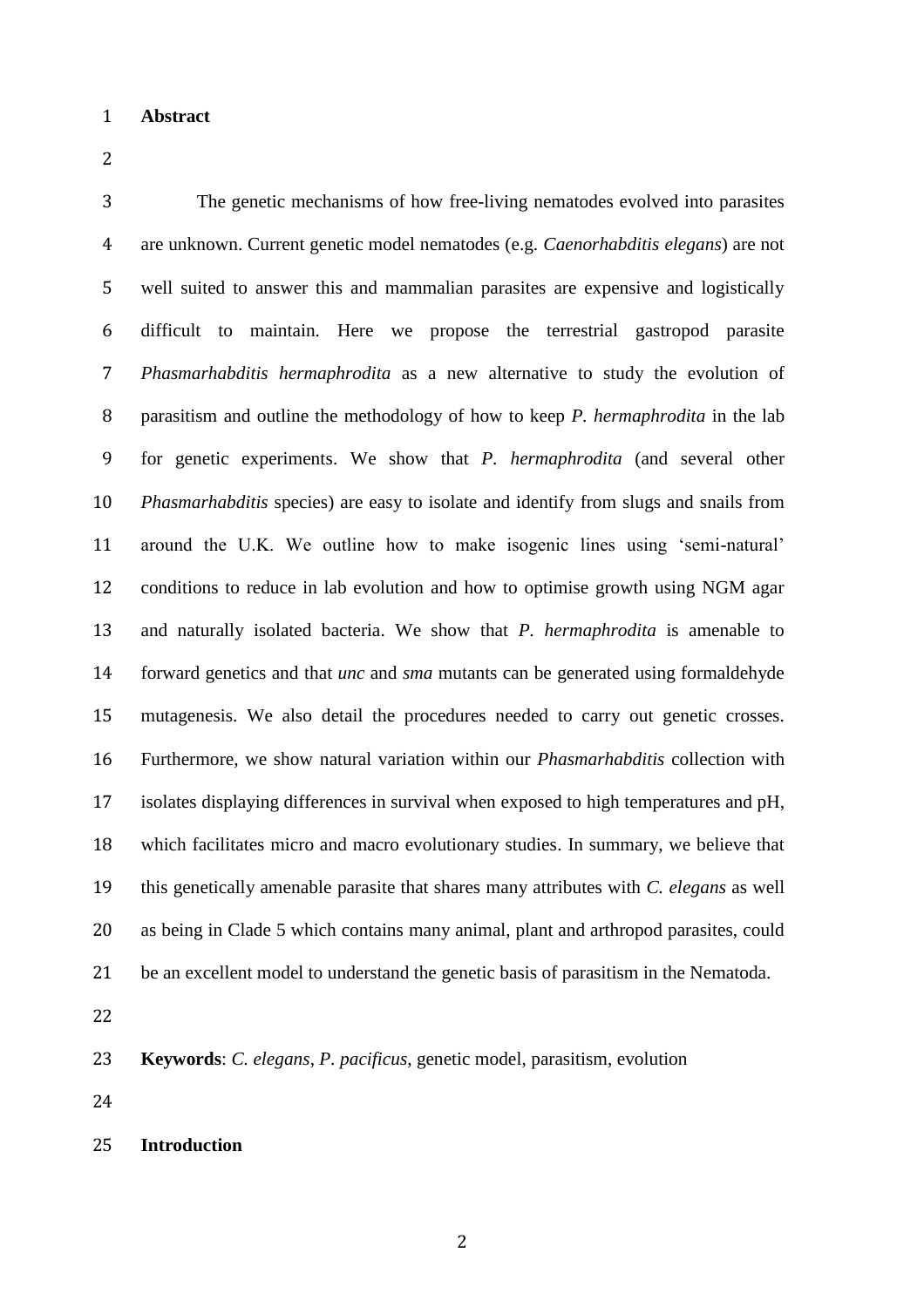## Abstract

The genetic mechanisms of how free-living nematodes evolved into parasites are unknown. Current genetic model nematodes (e.g. *Caenorhabditis elegans*) are not well suited to answer this and mammalian parasites are expensive and logistically difficult to maintain. Here we propose the terrestrial gastropod parasite *Phasmarhabditis hermaphrodita* as a new alternative to study the evolution of parasitism and outline the methodology of how to keep *P. hermaphrodita* in the lab for genetic experiments. We show that *P. hermaphrodita* (and several other *Phasmarhabditis* species) are easy to isolate and identify from slugs and snails from around the U.K. We outline how to make isogenic lines using 'semi-natural' conditions to reduce in lab evolution and how to optimise growth using NGM agar and naturally isolated bacteria. We show that *P. hermaphrodita* is amenable to forward genetics and that *unc* and *sma* mutants can be generated using formaldehyde mutagenesis. We also detail the procedures needed to carry out genetic crosses. Furthermore, we show natural variation within our *Phasmarhabditis* collection with isolates displaying differences in survival when exposed to high temperatures and pH, which facilitates micro and macro evolutionary studies. In summary, we believe that this genetically amenable parasite that shares many attributes with *C. elegans* as well as being in Clade 5 which contains many animal, plant and arthropod parasites, could be an excellent model to understand the genetic basis of parasitism in the Nematoda.

**Keywords**: *C. elegans*, *P. pacificus*, genetic model, parasitism, evolution

## Introduction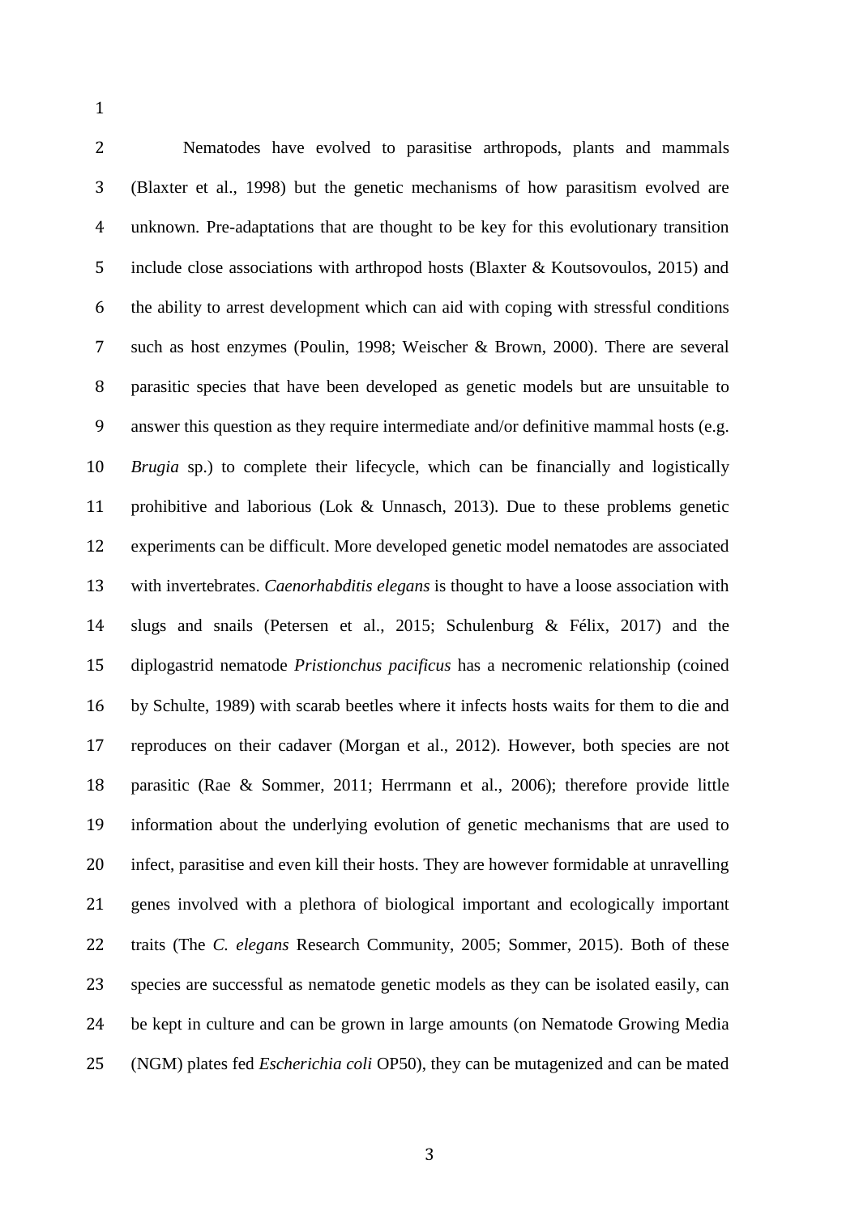Nematodes have evolved to parasitise arthropods, plants and mammals (Blaxter et al., 1998) but the genetic mechanisms of how parasitism evolved are unknown. Pre-adaptations that are thought to be key for this evolutionary transition include close associations with arthropod hosts (Blaxter & Koutsovoulos, 2015) and the ability to arrest development which can aid with coping with stressful conditions such as host enzymes (Poulin, 1998; Weischer & Brown, 2000). There are several parasitic species that have been developed as genetic models but are unsuitable to answer this question as they require intermediate and/or definitive mammal hosts (e.g. *Brugia* sp.) to complete their lifecycle, which can be financially and logistically prohibitive and laborious (Lok & Unnasch, 2013). Due to these problems genetic experiments can be difficult. More developed genetic model nematodes are associated with invertebrates. *Caenorhabditis elegans* is thought to have a loose association with slugs and snails (Petersen et al., 2015; Schulenburg & Félix, 2017) and the diplogastrid nematode *Pristionchus pacificus* has a necromenic relationship (coined by Schulte, 1989) with scarab beetles where it infects hosts waits for them to die and reproduces on their cadaver (Morgan et al., 2012). However, both species are not parasitic (Rae & Sommer, 2011; Herrmann et al., 2006); therefore provide little information about the underlying evolution of genetic mechanisms that are used to infect, parasitise and even kill their hosts. They are however formidable at unravelling genes involved with a plethora of biological important and ecologically important traits (The *C. elegans* Research Community, 2005; Sommer, 2015). Both of these species are successful as nematode genetic models as they can be isolated easily, can be kept in culture and can be grown in large amounts (on Nematode Growing Media (NGM) plates fed *Escherichia coli* OP50), they can be mutagenized and can be mated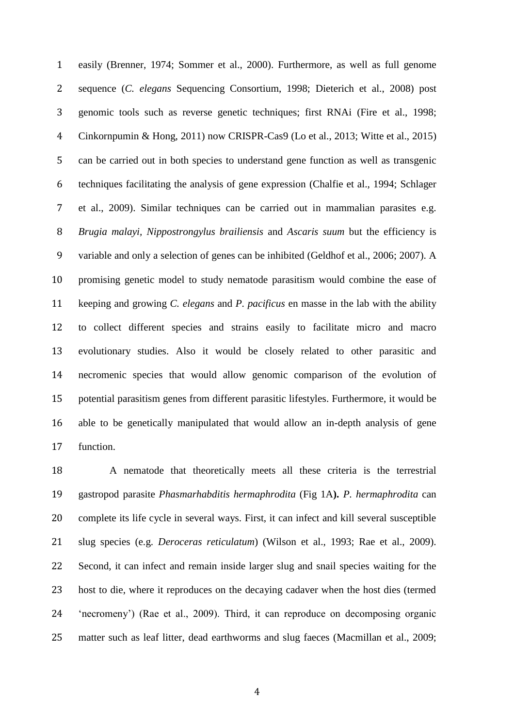easily (Brenner, 1974; Sommer et al., 2000). Furthermore, as well as full genome sequence (*C. elegans* Sequencing Consortium, 1998; Dieterich et al., 2008) post genomic tools such as reverse genetic techniques; first RNAi (Fire et al., 1998; Cinkornpumin & Hong, 2011) now CRISPR-Cas9 (Lo et al., 2013; Witte et al., 2015) can be carried out in both species to understand gene function as well as transgenic techniques facilitating the analysis of gene expression (Chalfie et al., 1994; Schlager et al., 2009). Similar techniques can be carried out in mammalian parasites e.g. *Brugia malayi*, *Nippostrongylus brailiensis* and *Ascaris suum* but the efficiency is variable and only a selection of genes can be inhibited (Geldhof et al., 2006; 2007). A promising genetic model to study nematode parasitism would combine the ease of keeping and growing *C. elegans* and *P. pacificus* en masse in the lab with the ability to collect different species and strains easily to facilitate micro and macro evolutionary studies. Also it would be closely related to other parasitic and necromenic species that would allow genomic comparison of the evolution of potential parasitism genes from different parasitic lifestyles. Furthermore, it would be able to be genetically manipulated that would allow an in-depth analysis of gene function.

A nematode that theoretically meets all these criteria is the terrestrial gastropod parasite *Phasmarhabditis hermaphrodita* (Fig 1A**).** *P. hermaphrodita* can complete its life cycle in several ways. First, it can infect and kill several susceptible slug species (e.g. *Deroceras reticulatum*) (Wilson et al., 1993; Rae et al., 2009). Second, it can infect and remain inside larger slug and snail species waiting for the host to die, where it reproduces on the decaying cadaver when the host dies (termed 'necromeny') (Rae et al., 2009). Third, it can reproduce on decomposing organic matter such as leaf litter, dead earthworms and slug faeces (Macmillan et al., 2009;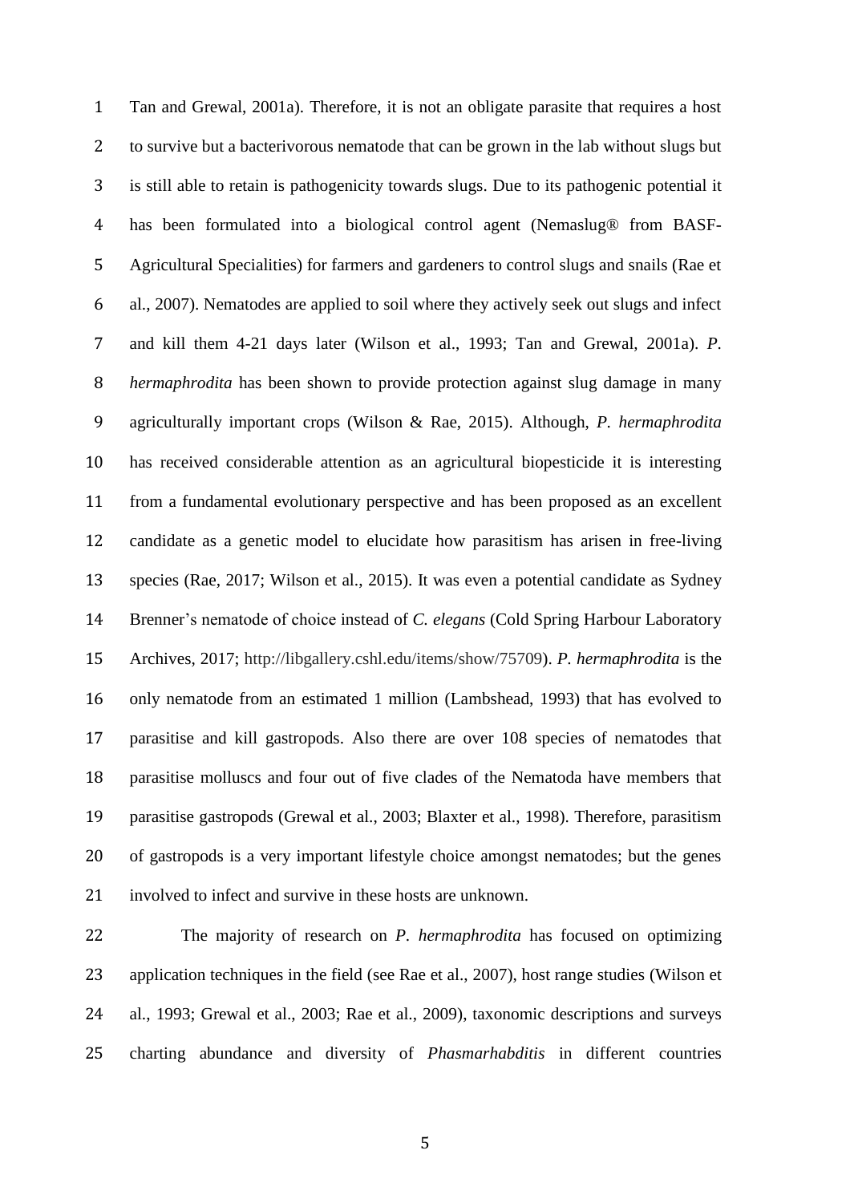Tan and Grewal, 2001a). Therefore, it is not an obligate parasite that requires a host to survive but a bacterivorous nematode that can be grown in the lab without slugs but is still able to retain is pathogenicity towards slugs. Due to its pathogenic potential it has been formulated into a biological control agent (Nemaslug® from BASF-Agricultural Specialities) for farmers and gardeners to control slugs and snails (Rae et al., 2007). Nematodes are applied to soil where they actively seek out slugs and infect and kill them 4-21 days later (Wilson et al., 1993; Tan and Grewal, 2001a). *P. hermaphrodita* has been shown to provide protection against slug damage in many agriculturally important crops (Wilson & Rae, 2015). Although, *P. hermaphrodita* has received considerable attention as an agricultural biopesticide it is interesting from a fundamental evolutionary perspective and has been proposed as an excellent candidate as a genetic model to elucidate how parasitism has arisen in free-living species (Rae, 2017; Wilson et al., 2015). It was even a potential candidate as Sydney Brenner's nematode of choice instead of *C. elegans* (Cold Spring Harbour Laboratory Archives, 2017; http://libgallery.cshl.edu/items/show/75709). *P. hermaphrodita* is the only nematode from an estimated 1 million (Lambshead, 1993) that has evolved to parasitise and kill gastropods. Also there are over 108 species of nematodes that parasitise molluscs and four out of five clades of the Nematoda have members that parasitise gastropods (Grewal et al., 2003; Blaxter et al., 1998). Therefore, parasitism of gastropods is a very important lifestyle choice amongst nematodes; but the genes involved to infect and survive in these hosts are unknown.

The majority of research on *P. hermaphrodita* has focused on optimizing application techniques in the field (see Rae et al., 2007), host range studies (Wilson et al., 1993; Grewal et al., 2003; Rae et al., 2009), taxonomic descriptions and surveys charting abundance and diversity of *Phasmarhabditis* in different countries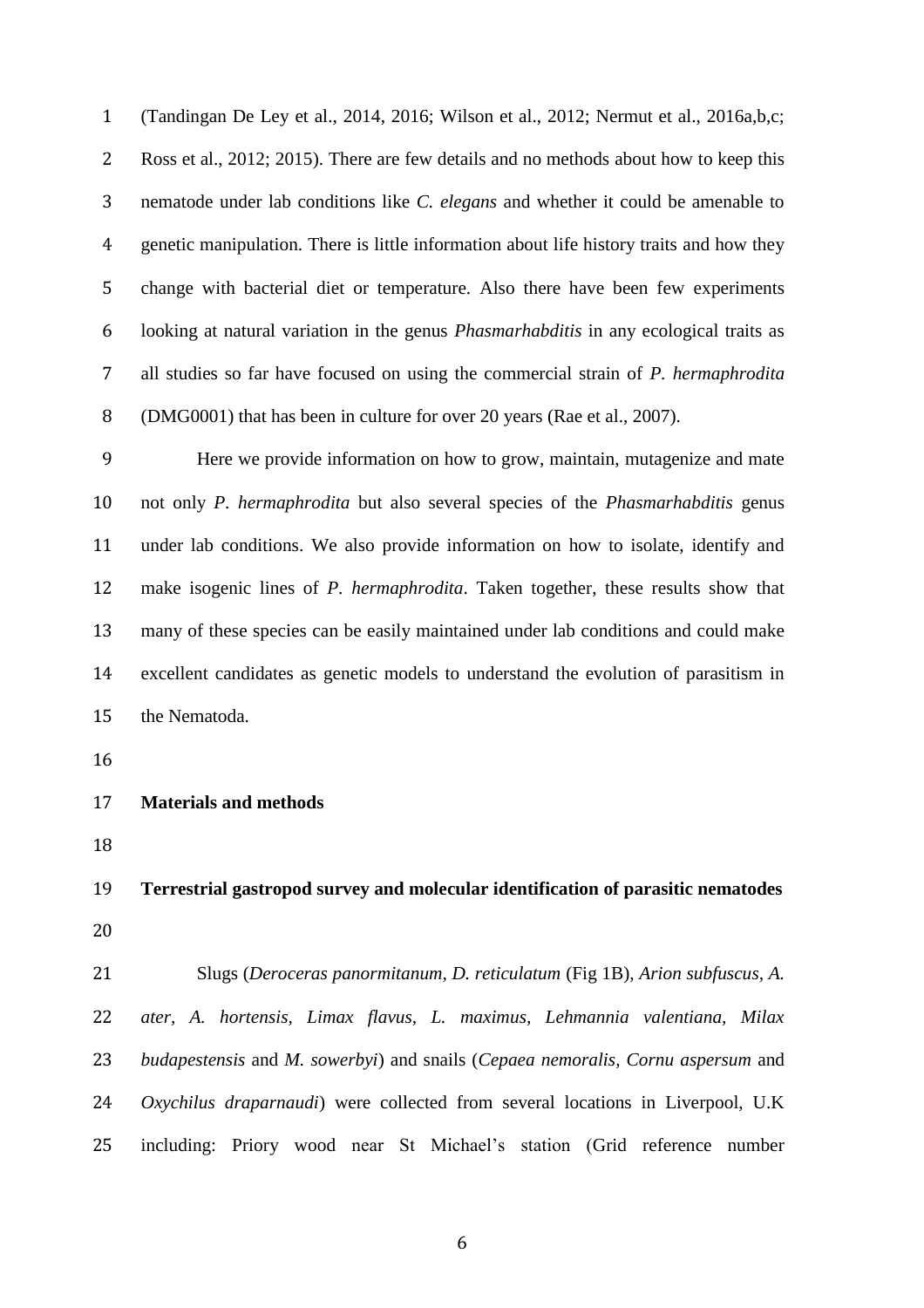(Tandingan De Ley et al., 2014, 2016; Wilson et al., 2012; Nermut et al., 2016a,b,c; Ross et al., 2012; 2015). There are few details and no methods about how to keep this nematode under lab conditions like *C. elegans* and whether it could be amenable to genetic manipulation. There is little information about life history traits and how they change with bacterial diet or temperature. Also there have been few experiments looking at natural variation in the genus *Phasmarhabditis* in any ecological traits as all studies so far have focused on using the commercial strain of *P. hermaphrodita* (DMG0001) that has been in culture for over 20 years (Rae et al., 2007).

Here we provide information on how to grow, maintain, mutagenize and mate not only *P. hermaphrodita* but also several species of the *Phasmarhabditis* genus under lab conditions. We also provide information on how to isolate, identify and make isogenic lines of *P. hermaphrodita*. Taken together, these results show that many of these species can be easily maintained under lab conditions and could make excellent candidates as genetic models to understand the evolution of parasitism in the Nematoda.

## Materials and methods

### Terrestrial gastropod survey and molecular identification of parasitic nematodes

Slugs (*Deroceras panormitanum*, *D. reticulatum* (Fig 1B), *Arion subfuscus, A. ater, A. hortensis, Limax flavus, L. maximus, Lehmannia valentiana, Milax budapestensis* and *M. sowerbyi*) and snails (*Cepaea nemoralis, Cornu aspersum* and *Oxychilus draparnaudi*) were collected from several locations in Liverpool, U.K including: Priory wood near St Michael's station (Grid reference number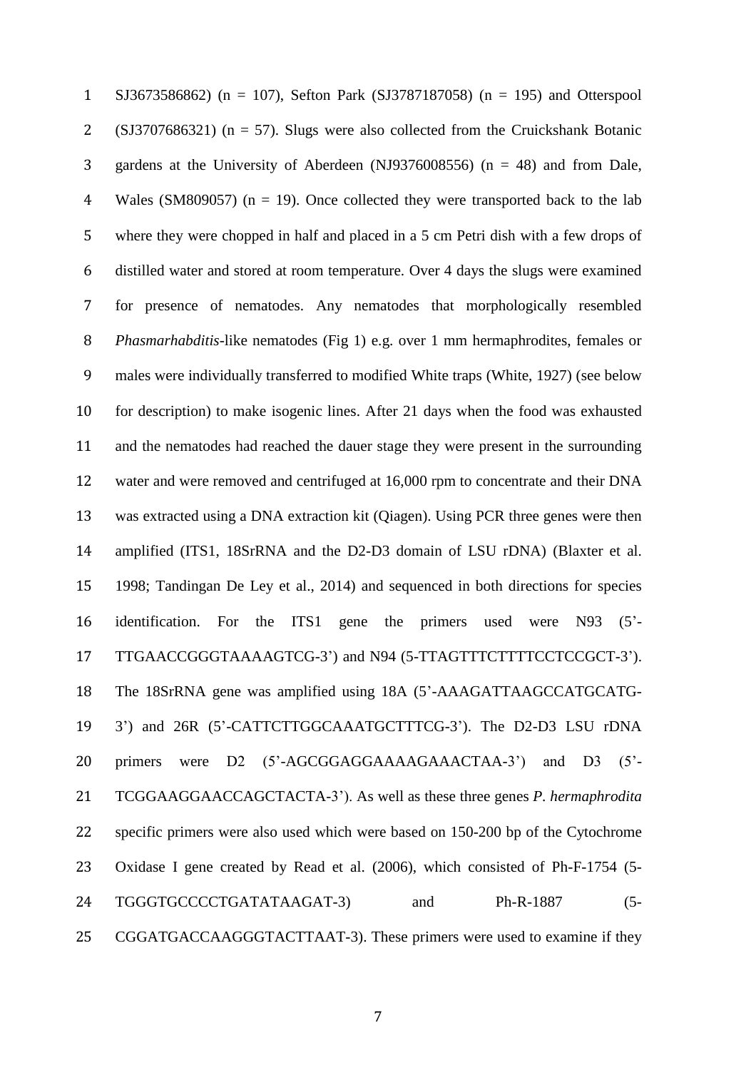SJ3673586862) (n = 107), Sefton Park (SJ3787187058) (n = 195) and Otterspool (SJ3707686321) (n = 57). Slugs were also collected from the Cruickshank Botanic gardens at the University of Aberdeen (NJ9376008556) (n = 48) and from Dale, Wales (SM809057) (n = 19). Once collected they were transported back to the lab where they were chopped in half and placed in a 5 cm Petri dish with a few drops of distilled water and stored at room temperature. Over 4 days the slugs were examined for presence of nematodes. Any nematodes that morphologically resembled *Phasmarhabditis*-like nematodes (Fig 1) e.g. over 1 mm hermaphrodites, females or males were individually transferred to modified White traps (White, 1927) (see below for description) to make isogenic lines. After 21 days when the food was exhausted and the nematodes had reached the dauer stage they were present in the surrounding water and were removed and centrifuged at 16,000 rpm to concentrate and their DNA was extracted using a DNA extraction kit (Qiagen). Using PCR three genes were then amplified (ITS1, 18SrRNA and the D2-D3 domain of LSU rDNA) (Blaxter et al. 1998; Tandingan De Ley et al., 2014) and sequenced in both directions for species identification. For the ITS1 gene the primers used were N93 (5'-TTGAACCGGGTAAAAGTCG-3') and N94 (5-TTAGTTTCTTTTCCTCCGCT-3'). The 18SrRNA gene was amplified using 18A (5'-AAAGATTAAGCCATGCATG-3') and 26R (5'-CATTCTTGGCAAATGCTTTCG-3'). The D2-D3 LSU rDNA primers were D2 (5'-AGCGGAGGAAAAGAAACTAA-3') and D3 (5'-TCGGAAGGAACCAGCTACTA-3'). As well as these three genes *P. hermaphrodita* specific primers were also used which were based on 150-200 bp of the Cytochrome Oxidase I gene created by Read et al. (2006), which consisted of Ph-F-1754 (5-TGGGTGCCCCTGATATAAGAT-3) and Ph-R-1887 (5-CGGATGACCAAGGGTACTTAAT-3). These primers were used to examine if they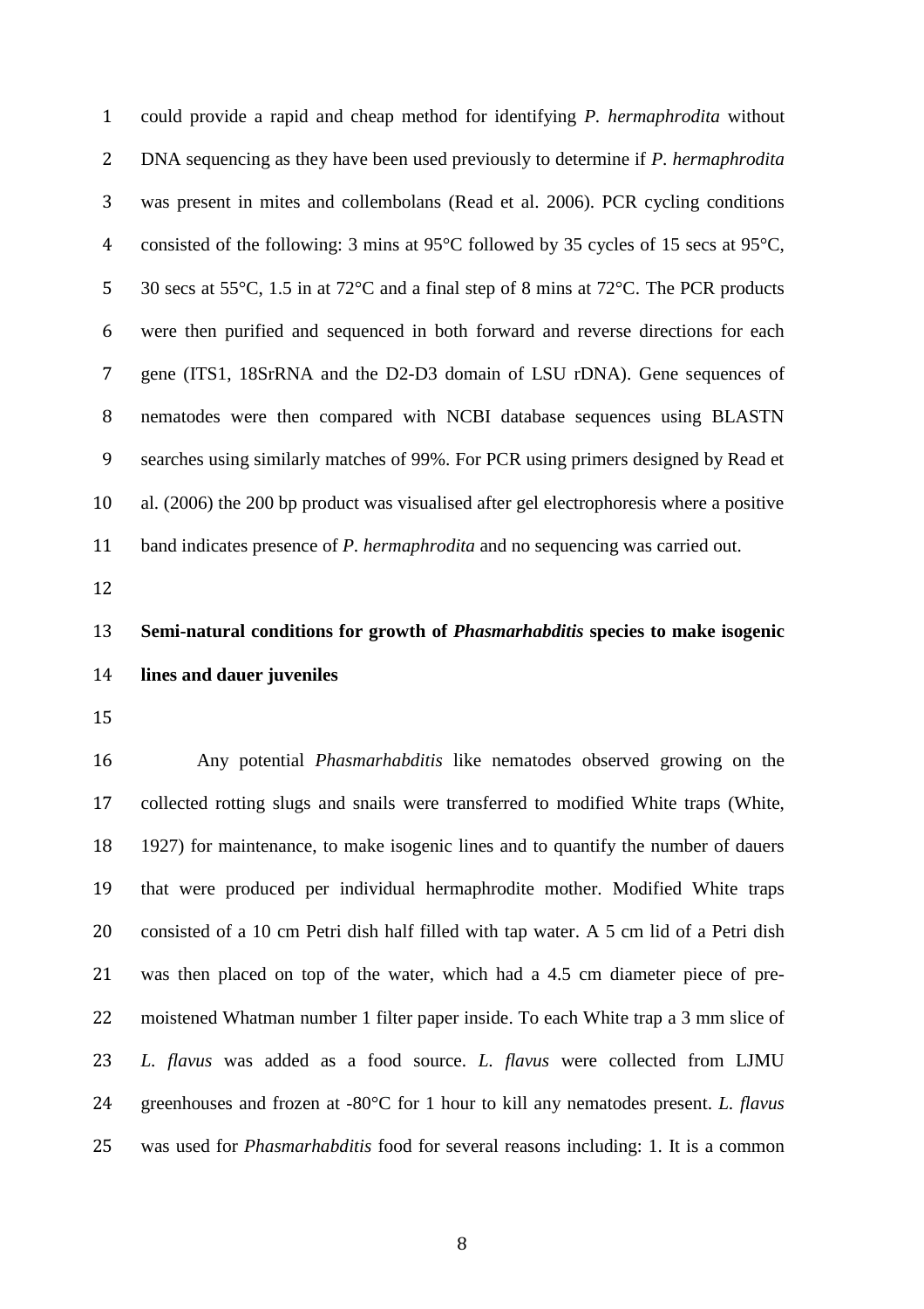could provide a rapid and cheap method for identifying *P. hermaphrodita* without DNA sequencing as they have been used previously to determine if *P. hermaphrodita* was present in mites and collembolans (Read et al. 2006). PCR cycling conditions consisted of the following: 3 mins at 95°C followed by 35 cycles of 15 secs at 95°C, 30 secs at 55°C, 1.5 in at 72°C and a final step of 8 mins at 72°C. The PCR products were then purified and sequenced in both forward and reverse directions for each gene (ITS1, 18SrRNA and the D2-D3 domain of LSU rDNA). Gene sequences of nematodes were then compared with NCBI database sequences using BLASTN searches using similarly matches of 99%. For PCR using primers designed by Read et al. (2006) the 200 bp product was visualised after gel electrophoresis where a positive band indicates presence of *P. hermaphrodita* and no sequencing was carried out.

**Semi-natural conditions for growth of *Phasmarhabditis* species to make isogenic lines and dauer juveniles**

Any potential *Phasmarhabditis* like nematodes observed growing on the collected rotting slugs and snails were transferred to modified White traps (White, 1927) for maintenance, to make isogenic lines and to quantify the number of dauers that were produced per individual hermaphrodite mother. Modified White traps consisted of a 10 cm Petri dish half filled with tap water. A 5 cm lid of a Petri dish was then placed on top of the water, which had a 4.5 cm diameter piece of pre-moistened Whatman number 1 filter paper inside. To each White trap a 3 mm slice of *L. flavus* was added as a food source. *L. flavus* were collected from LJMU greenhouses and frozen at -80°C for 1 hour to kill any nematodes present. *L. flavus* was used for *Phasmarhabditis* food for several reasons including: 1. It is a common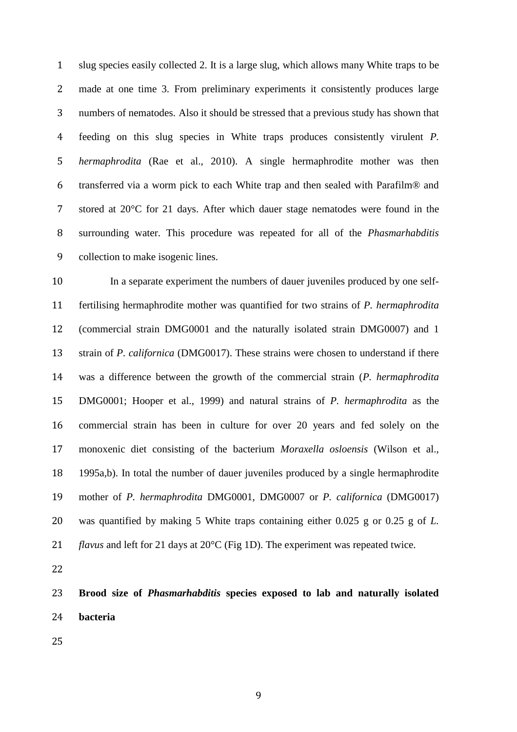slug species easily collected 2. It is a large slug, which allows many White traps to be made at one time 3. From preliminary experiments it consistently produces large numbers of nematodes. Also it should be stressed that a previous study has shown that feeding on this slug species in White traps produces consistently virulent *P. hermaphrodita* (Rae et al., 2010). A single hermaphrodite mother was then transferred via a worm pick to each White trap and then sealed with Parafilm® and stored at 20°C for 21 days. After which dauer stage nematodes were found in the surrounding water. This procedure was repeated for all of the *Phasmarhabditis* collection to make isogenic lines.

In a separate experiment the numbers of dauer juveniles produced by one self-fertilising hermaphrodite mother was quantified for two strains of *P. hermaphrodita* (commercial strain DMG0001 and the naturally isolated strain DMG0007) and 1 strain of *P. californica* (DMG0017). These strains were chosen to understand if there was a difference between the growth of the commercial strain (*P. hermaphrodita* DMG0001; Hooper et al., 1999) and natural strains of *P. hermaphrodita* as the commercial strain has been in culture for over 20 years and fed solely on the monoxenic diet consisting of the bacterium *Moraxella osloensis* (Wilson et al., 1995a,b). In total the number of dauer juveniles produced by a single hermaphrodite mother of *P. hermaphrodita* DMG0001, DMG0007 or *P. californica* (DMG0017) was quantified by making 5 White traps containing either 0.025 g or 0.25 g of *L. flavus* and left for 21 days at 20°C (Fig 1D). The experiment was repeated twice.

### Brood size of *Phasmarhabditis* species exposed to lab and naturally isolated bacteria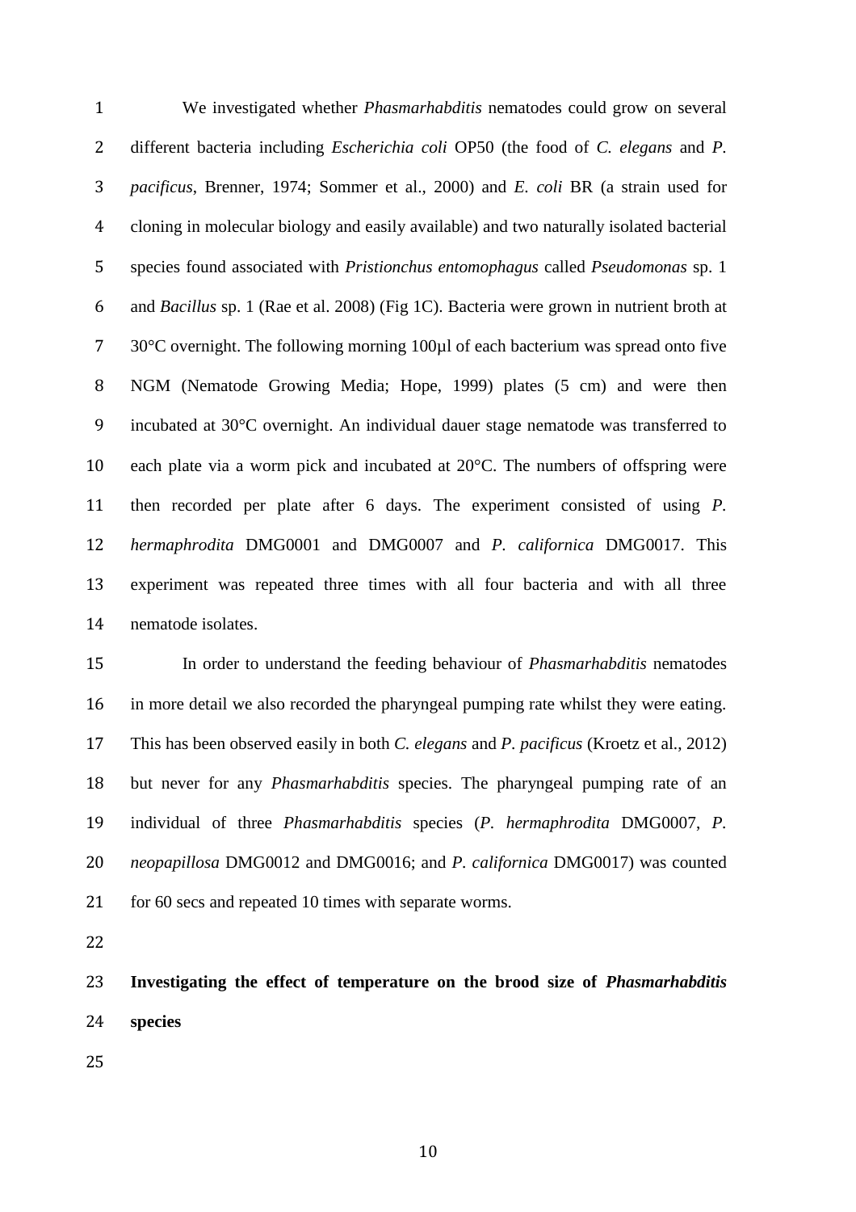We investigated whether *Phasmarhabditis* nematodes could grow on several different bacteria including *Escherichia coli* OP50 (the food of *C. elegans* and *P. pacificus*, Brenner, 1974; Sommer et al., 2000) and *E. coli* BR (a strain used for cloning in molecular biology and easily available) and two naturally isolated bacterial species found associated with *Pristionchus entomophagus* called *Pseudomonas* sp. 1 and *Bacillus* sp. 1 (Rae et al. 2008) (Fig 1C). Bacteria were grown in nutrient broth at 30°C overnight. The following morning 100µl of each bacterium was spread onto five NGM (Nematode Growing Media; Hope, 1999) plates (5 cm) and were then incubated at 30°C overnight. An individual dauer stage nematode was transferred to each plate via a worm pick and incubated at 20°C. The numbers of offspring were then recorded per plate after 6 days. The experiment consisted of using *P. hermaphrodita* DMG0001 and DMG0007 and *P. californica* DMG0017. This experiment was repeated three times with all four bacteria and with all three nematode isolates.

In order to understand the feeding behaviour of *Phasmarhabditis* nematodes in more detail we also recorded the pharyngeal pumping rate whilst they were eating. This has been observed easily in both *C. elegans* and *P. pacificus* (Kroetz et al., 2012) but never for any *Phasmarhabditis* species. The pharyngeal pumping rate of an individual of three *Phasmarhabditis* species (*P. hermaphrodita* DMG0007, *P. neopapillosa* DMG0012 and DMG0016; and *P. californica* DMG0017) was counted for 60 secs and repeated 10 times with separate worms.

**Investigating the effect of temperature on the brood size of *Phasmarhabditis* species**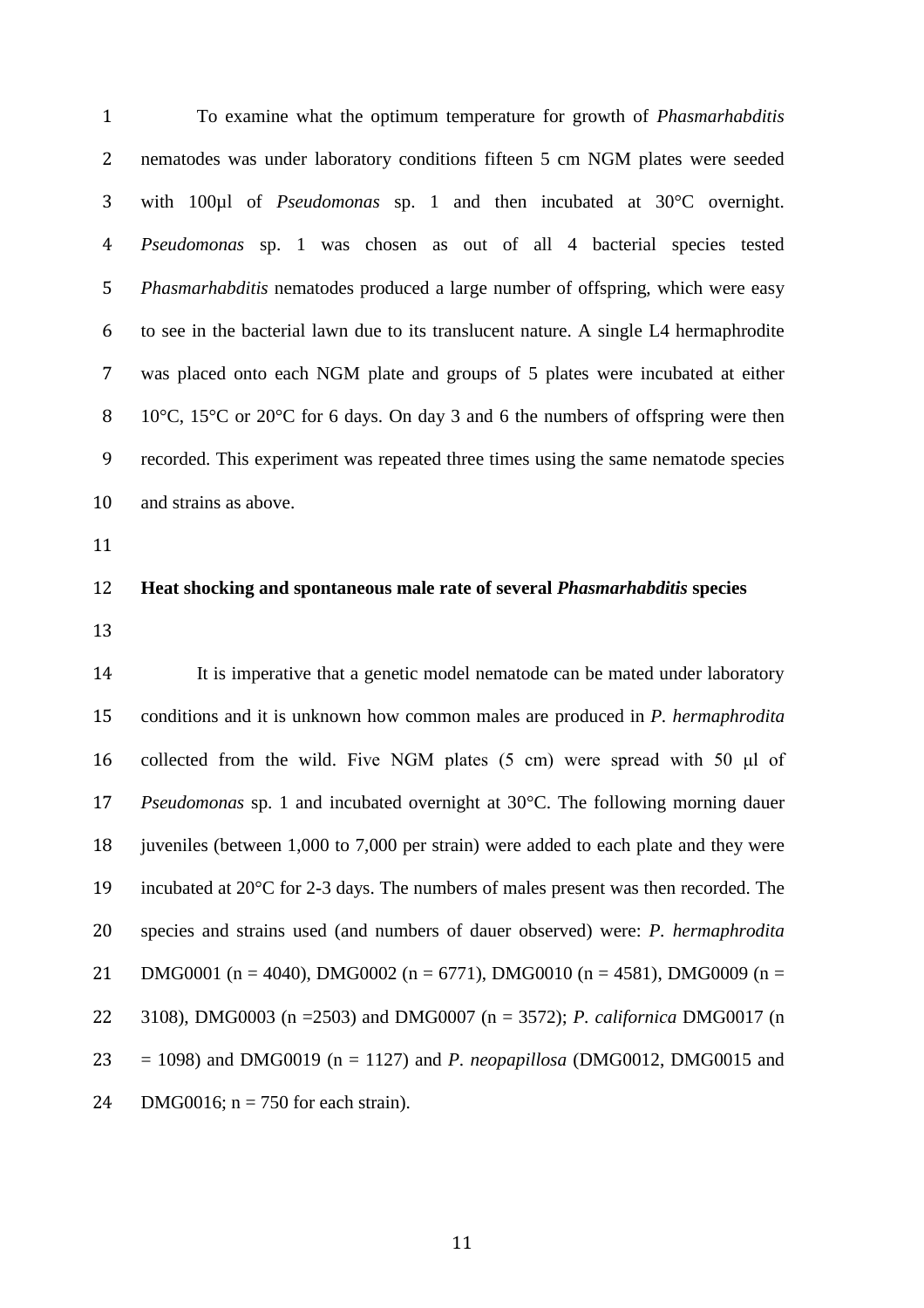To examine what the optimum temperature for growth of *Phasmarhabditis* nematodes was under laboratory conditions fifteen 5 cm NGM plates were seeded with 100µl of *Pseudomonas* sp. 1 and then incubated at 30°C overnight. *Pseudomonas* sp. 1 was chosen as out of all 4 bacterial species tested *Phasmarhabditis* nematodes produced a large number of offspring, which were easy to see in the bacterial lawn due to its translucent nature. A single L4 hermaphrodite was placed onto each NGM plate and groups of 5 plates were incubated at either 10°C, 15°C or 20°C for 6 days. On day 3 and 6 the numbers of offspring were then recorded. This experiment was repeated three times using the same nematode species and strains as above.

**Heat shocking and spontaneous male rate of several *Phasmarhabditis* species**

It is imperative that a genetic model nematode can be mated under laboratory conditions and it is unknown how common males are produced in *P. hermaphrodita* collected from the wild. Five NGM plates (5 cm) were spread with 50 µl of *Pseudomonas* sp. 1 and incubated overnight at 30°C. The following morning dauer juveniles (between 1,000 to 7,000 per strain) were added to each plate and they were incubated at 20°C for 2-3 days. The numbers of males present was then recorded. The species and strains used (and numbers of dauer observed) were: *P. hermaphrodita* DMG0001 (n = 4040), DMG0002 (n = 6771), DMG0010 (n = 4581), DMG0009 (n = 3108), DMG0003 (n =2503) and DMG0007 (n = 3572); *P. californica* DMG0017 (n = 1098) and DMG0019 (n = 1127) and *P. neopapillosa* (DMG0012, DMG0015 and DMG0016; n = 750 for each strain).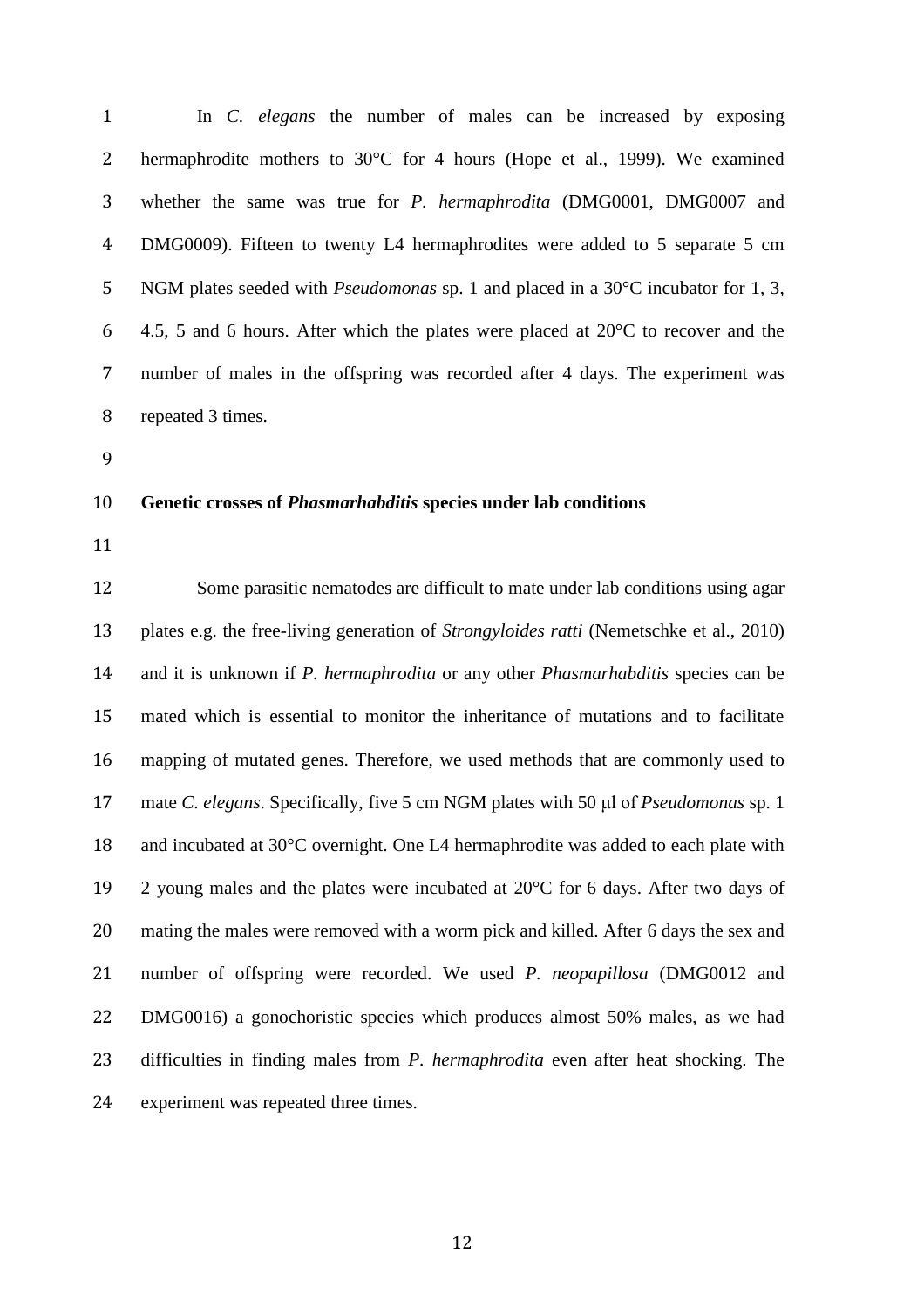In *C. elegans* the number of males can be increased by exposing hermaphrodite mothers to 30°C for 4 hours (Hope et al., 1999). We examined whether the same was true for *P. hermaphrodita* (DMG0001, DMG0007 and DMG0009). Fifteen to twenty L4 hermaphrodites were added to 5 separate 5 cm NGM plates seeded with *Pseudomonas* sp. 1 and placed in a 30°C incubator for 1, 3, 4.5, 5 and 6 hours. After which the plates were placed at 20°C to recover and the number of males in the offspring was recorded after 4 days. The experiment was repeated 3 times.

### Genetic crosses of *Phasmarhabditis* species under lab conditions

Some parasitic nematodes are difficult to mate under lab conditions using agar plates e.g. the free-living generation of *Strongyloides ratti* (Nemetschke et al., 2010) and it is unknown if *P. hermaphrodita* or any other *Phasmarhabditis* species can be mated which is essential to monitor the inheritance of mutations and to facilitate mapping of mutated genes. Therefore, we used methods that are commonly used to mate *C. elegans*. Specifically, five 5 cm NGM plates with 50 μl of *Pseudomonas* sp. 1 and incubated at 30°C overnight. One L4 hermaphrodite was added to each plate with 2 young males and the plates were incubated at 20°C for 6 days. After two days of mating the males were removed with a worm pick and killed. After 6 days the sex and number of offspring were recorded. We used *P. neopapillosa* (DMG0012 and DMG0016) a gonochoristic species which produces almost 50% males, as we had difficulties in finding males from *P. hermaphrodita* even after heat shocking. The experiment was repeated three times.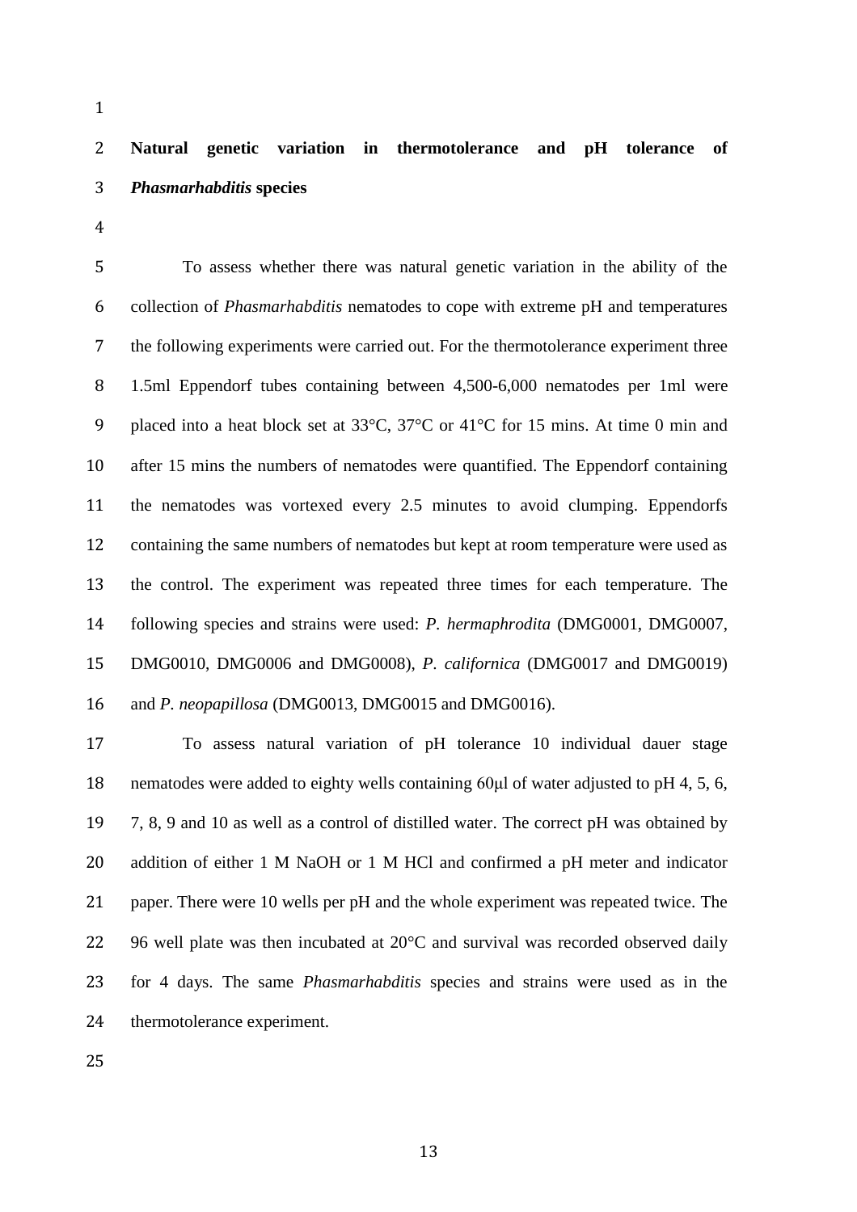**Natural genetic variation in thermotolerance and pH tolerance of *Phasmarhabditis* species**

To assess whether there was natural genetic variation in the ability of the collection of *Phasmarhabditis* nematodes to cope with extreme pH and temperatures the following experiments were carried out. For the thermotolerance experiment three 1.5ml Eppendorf tubes containing between 4,500-6,000 nematodes per 1ml were placed into a heat block set at 33°C, 37°C or 41°C for 15 mins. At time 0 min and after 15 mins the numbers of nematodes were quantified. The Eppendorf containing the nematodes was vortexed every 2.5 minutes to avoid clumping. Eppendorfs containing the same numbers of nematodes but kept at room temperature were used as the control. The experiment was repeated three times for each temperature. The following species and strains were used: *P. hermaphrodita* (DMG0001, DMG0007, DMG0010, DMG0006 and DMG0008), *P. californica* (DMG0017 and DMG0019) and *P. neopapillosa* (DMG0013, DMG0015 and DMG0016).

To assess natural variation of pH tolerance 10 individual dauer stage nematodes were added to eighty wells containing 60µl of water adjusted to pH 4, 5, 6, 7, 8, 9 and 10 as well as a control of distilled water. The correct pH was obtained by addition of either 1 M NaOH or 1 M HCl and confirmed a pH meter and indicator paper. There were 10 wells per pH and the whole experiment was repeated twice. The 96 well plate was then incubated at 20°C and survival was recorded observed daily for 4 days. The same *Phasmarhabditis* species and strains were used as in the thermotolerance experiment.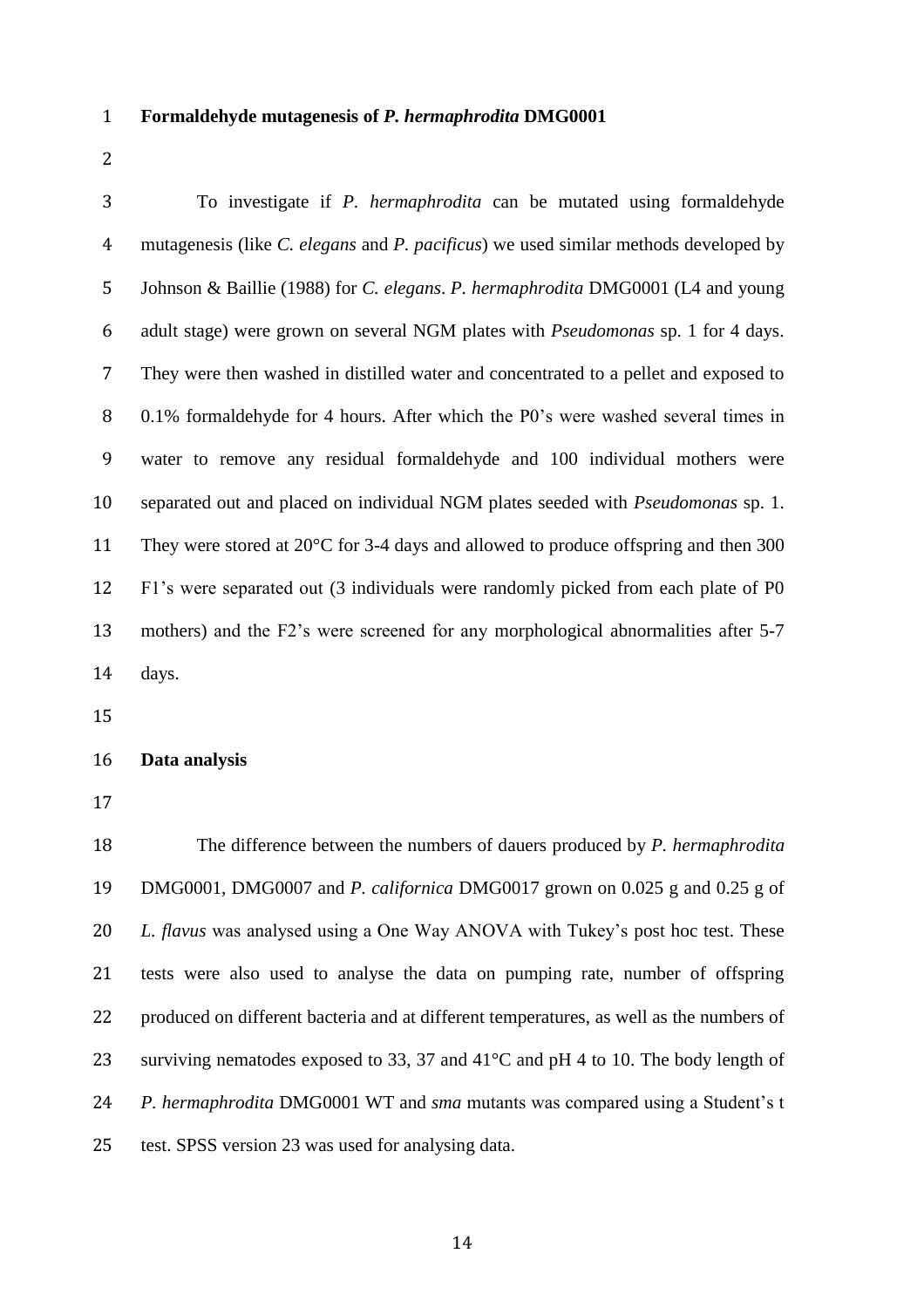**Formaldehyde mutagenesis of *P. hermaphrodita* DMG0001**

To investigate if *P. hermaphrodita* can be mutated using formaldehyde mutagenesis (like *C. elegans* and *P. pacificus*) we used similar methods developed by Johnson & Baillie (1988) for *C. elegans*. *P. hermaphrodita* DMG0001 (L4 and young adult stage) were grown on several NGM plates with *Pseudomonas* sp. 1 for 4 days. They were then washed in distilled water and concentrated to a pellet and exposed to 0.1% formaldehyde for 4 hours. After which the P0's were washed several times in water to remove any residual formaldehyde and 100 individual mothers were separated out and placed on individual NGM plates seeded with *Pseudomonas* sp. 1. They were stored at 20°C for 3-4 days and allowed to produce offspring and then 300 F1's were separated out (3 individuals were randomly picked from each plate of P0 mothers) and the F2's were screened for any morphological abnormalities after 5-7 days.

**Data analysis**

The difference between the numbers of dauers produced by *P. hermaphrodita* DMG0001, DMG0007 and *P. californica* DMG0017 grown on 0.025 g and 0.25 g of *L. flavus* was analysed using a One Way ANOVA with Tukey's post hoc test. These tests were also used to analyse the data on pumping rate, number of offspring produced on different bacteria and at different temperatures, as well as the numbers of surviving nematodes exposed to 33, 37 and 41°C and pH 4 to 10. The body length of *P. hermaphrodita* DMG0001 WT and *sma* mutants was compared using a Student's t test. SPSS version 23 was used for analysing data.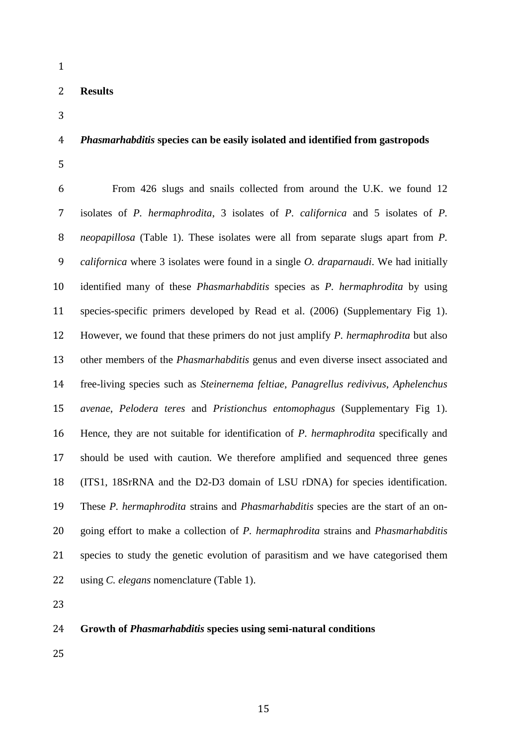## Results

### *Phasmarhabditis* species can be easily isolated and identified from gastropods

From 426 slugs and snails collected from around the U.K. we found 12 isolates of *P. hermaphrodita*, 3 isolates of *P. californica* and 5 isolates of *P. neopapillosa* (Table 1). These isolates were all from separate slugs apart from *P. californica* where 3 isolates were found in a single *O. draparnaudi*. We had initially identified many of these *Phasmarhabditis* species as *P. hermaphrodita* by using species-specific primers developed by Read et al. (2006) (Supplementary Fig 1). However, we found that these primers do not just amplify *P. hermaphrodita* but also other members of the *Phasmarhabditis* genus and even diverse insect associated and free-living species such as *Steinernema feltiae*, *Panagrellus redivivus*, *Aphelenchus avenae*, *Pelodera teres* and *Pristionchus entomophagus* (Supplementary Fig 1). Hence, they are not suitable for identification of *P. hermaphrodita* specifically and should be used with caution. We therefore amplified and sequenced three genes (ITS1, 18SrRNA and the D2-D3 domain of LSU rDNA) for species identification. These *P. hermaphrodita* strains and *Phasmarhabditis* species are the start of an on-going effort to make a collection of *P. hermaphrodita* strains and *Phasmarhabditis* species to study the genetic evolution of parasitism and we have categorised them using *C. elegans* nomenclature (Table 1).

### Growth of *Phasmarhabditis* species using semi-natural conditions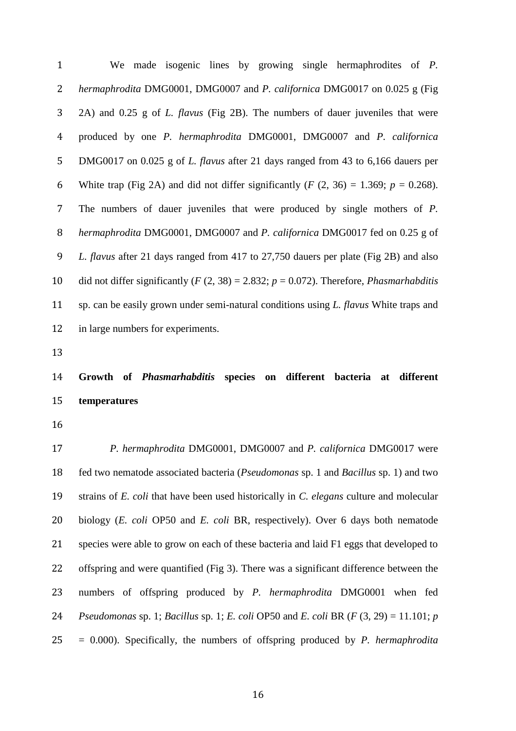We made isogenic lines by growing single hermaphrodites of *P. hermaphrodita* DMG0001, DMG0007 and *P. californica* DMG0017 on 0.025 g (Fig 2A) and 0.25 g of *L. flavus* (Fig 2B). The numbers of dauer juveniles that were produced by one *P. hermaphrodita* DMG0001, DMG0007 and *P. californica* DMG0017 on 0.025 g of *L. flavus* after 21 days ranged from 43 to 6,166 dauers per White trap (Fig 2A) and did not differ significantly ($F$ (2, 36) = 1.369; $p$ = 0.268). The numbers of dauer juveniles that were produced by single mothers of *P. hermaphrodita* DMG0001, DMG0007 and *P. californica* DMG0017 fed on 0.25 g of *L. flavus* after 21 days ranged from 417 to 27,750 dauers per plate (Fig 2B) and also did not differ significantly ($F$ (2, 38) = 2.832; $p$ = 0.072). Therefore, *Phasmarhabditis* sp. can be easily grown under semi-natural conditions using *L. flavus* White traps and in large numbers for experiments.

**Growth of *Phasmarhabditis* species on different bacteria at different temperatures**

*P. hermaphrodita* DMG0001, DMG0007 and *P. californica* DMG0017 were fed two nematode associated bacteria (*Pseudomonas* sp. 1 and *Bacillus* sp. 1) and two strains of *E. coli* that have been used historically in *C. elegans* culture and molecular biology (*E. coli* OP50 and *E. coli* BR, respectively). Over 6 days both nematode species were able to grow on each of these bacteria and laid F1 eggs that developed to offspring and were quantified (Fig 3). There was a significant difference between the numbers of offspring produced by *P. hermaphrodita* DMG0001 when fed *Pseudomonas* sp. 1; *Bacillus* sp. 1; *E. coli* OP50 and *E. coli* BR ($F$ (3, 29) = 11.101; $p$ = 0.000). Specifically, the numbers of offspring produced by *P. hermaphrodita*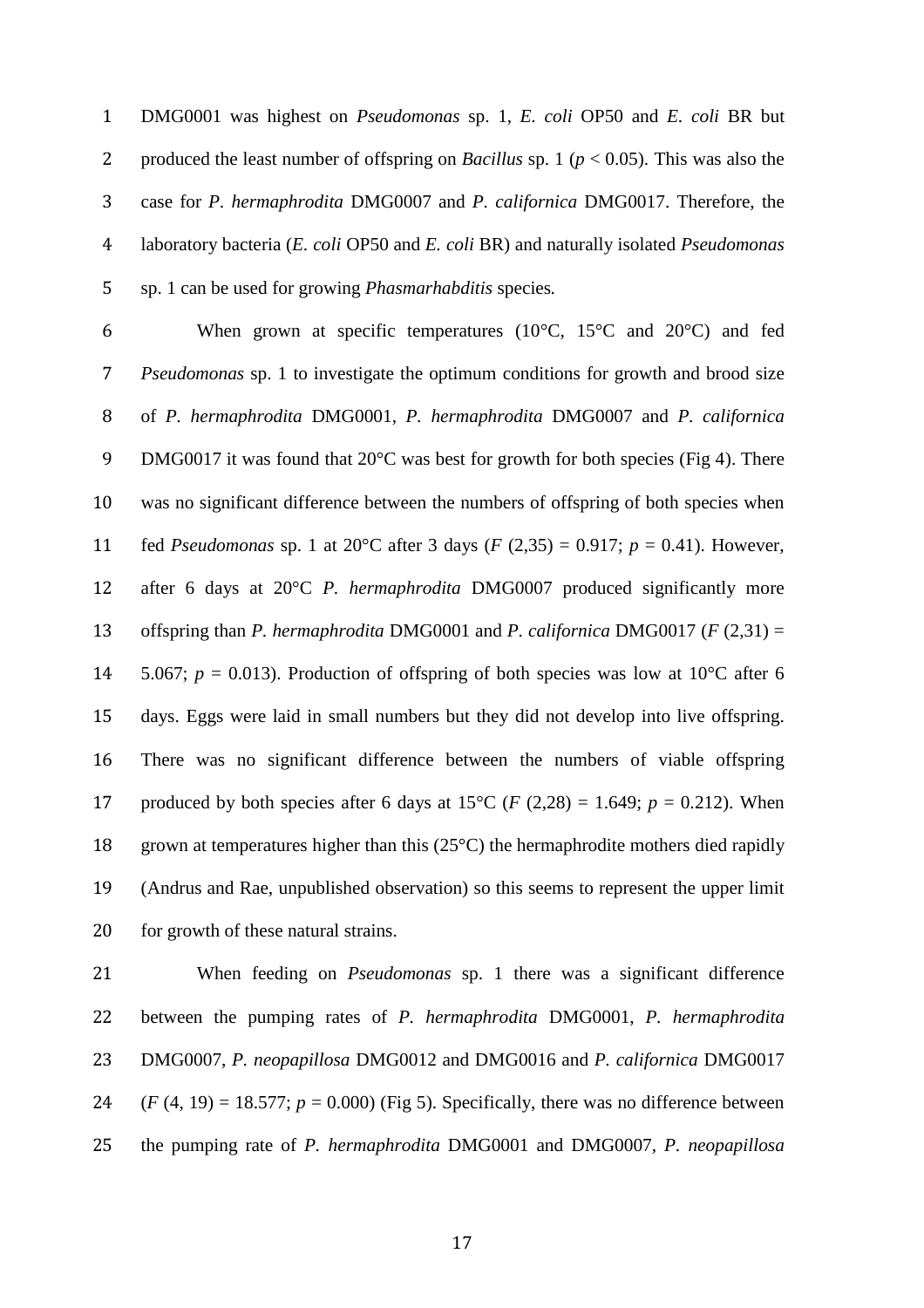DMG0001 was highest on *Pseudomonas* sp. 1, *E. coli* OP50 and *E. coli* BR but produced the least number of offspring on *Bacillus* sp. 1 ($p < 0.05$). This was also the case for *P. hermaphrodita* DMG0007 and *P. californica* DMG0017. Therefore, the laboratory bacteria (*E. coli* OP50 and *E. coli* BR) and naturally isolated *Pseudomonas* sp. 1 can be used for growing *Phasmarhabditis* species*.*

When grown at specific temperatures (10°C, 15°C and 20°C) and fed *Pseudomonas* sp. 1 to investigate the optimum conditions for growth and brood size of *P. hermaphrodita* DMG0001, *P. hermaphrodita* DMG0007 and *P. californica* DMG0017 it was found that 20°C was best for growth for both species (Fig 4). There was no significant difference between the numbers of offspring of both species when fed *Pseudomonas* sp. 1 at 20°C after 3 days ($F$ (2,35) = 0.917; $p$ = 0.41). However, after 6 days at 20°C *P. hermaphrodita* DMG0007 produced significantly more offspring than *P. hermaphrodita* DMG0001 and *P. californica* DMG0017 ($F$ (2,31) = 5.067; $p$ = 0.013). Production of offspring of both species was low at 10°C after 6 days. Eggs were laid in small numbers but they did not develop into live offspring. There was no significant difference between the numbers of viable offspring produced by both species after 6 days at 15°C ($F$ (2,28) = 1.649; $p$ = 0.212). When grown at temperatures higher than this (25°C) the hermaphrodite mothers died rapidly (Andrus and Rae, unpublished observation) so this seems to represent the upper limit for growth of these natural strains.

When feeding on *Pseudomonas* sp. 1 there was a significant difference between the pumping rates of *P. hermaphrodita* DMG0001, *P. hermaphrodita* DMG0007, *P. neopapillosa* DMG0012 and DMG0016 and *P. californica* DMG0017 ($F$ (4, 19) = 18.577; $p$ = 0.000) (Fig 5). Specifically, there was no difference between the pumping rate of *P. hermaphrodita* DMG0001 and DMG0007, *P. neopapillosa*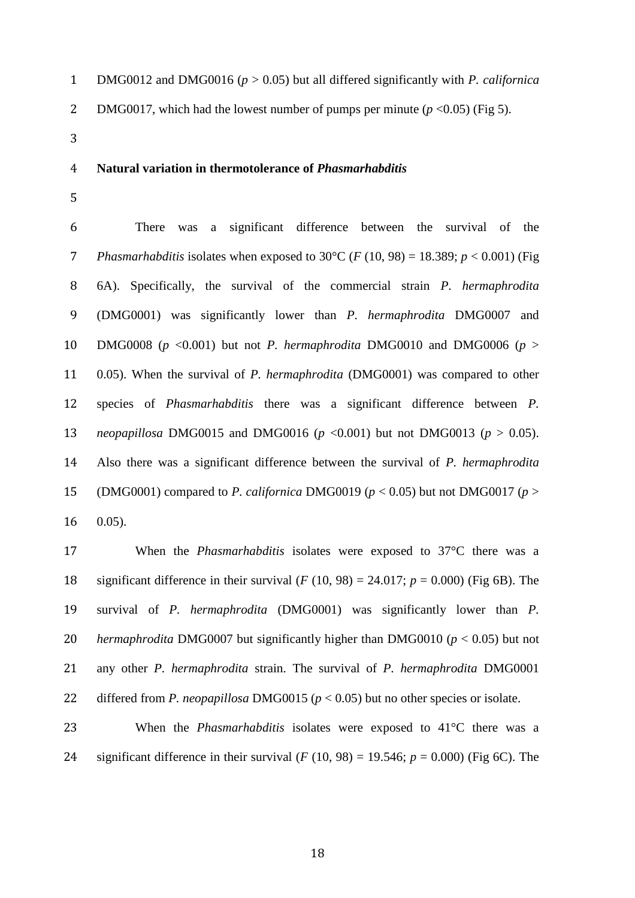DMG0012 and DMG0016 ($p > 0.05$) but all differed significantly with *P. californica* DMG0017, which had the lowest number of pumps per minute ($p < 0.05$) (Fig 5).

**Natural variation in thermotolerance of *Phasmarhabditis***

There was a significant difference between the survival of the *Phasmarhabditis* isolates when exposed to 30°C ($F$ (10, 98) = 18.389; $p < 0.001$) (Fig 6A). Specifically, the survival of the commercial strain *P. hermaphrodita* (DMG0001) was significantly lower than *P. hermaphrodita* DMG0007 and DMG0008 ($p < 0.001$) but not *P. hermaphrodita* DMG0010 and DMG0006 ($p > 0.05$). When the survival of *P. hermaphrodita* (DMG0001) was compared to other species of *Phasmarhabditis* there was a significant difference between *P. neopapillosa* DMG0015 and DMG0016 ($p < 0.001$) but not DMG0013 ($p > 0.05$). Also there was a significant difference between the survival of *P. hermaphrodita* (DMG0001) compared to *P. californica* DMG0019 ($p < 0.05$) but not DMG0017 ($p > 0.05$).

When the *Phasmarhabditis* isolates were exposed to 37°C there was a significant difference in their survival ($F$ (10, 98) = 24.017; $p = 0.000$) (Fig 6B). The survival of *P. hermaphrodita* (DMG0001) was significantly lower than *P. hermaphrodita* DMG0007 but significantly higher than DMG0010 ($p < 0.05$) but not any other *P. hermaphrodita* strain. The survival of *P. hermaphrodita* DMG0001 differed from *P. neopapillosa* DMG0015 ($p < 0.05$) but no other species or isolate.

When the *Phasmarhabditis* isolates were exposed to 41°C there was a significant difference in their survival ($F$ (10, 98) = 19.546; $p = 0.000$) (Fig 6C). The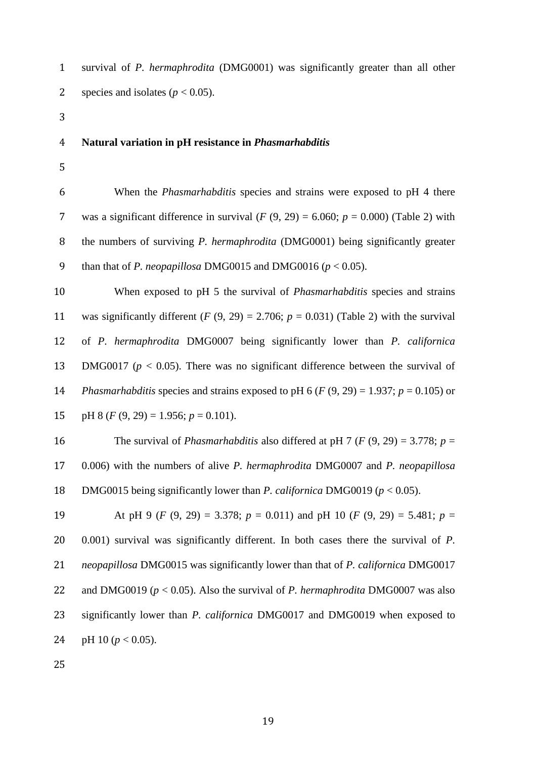survival of *P. hermaphrodita* (DMG0001) was significantly greater than all other species and isolates ($p < 0.05$).

**Natural variation in pH resistance in *Phasmarhabditis***

When the *Phasmarhabditis* species and strains were exposed to pH 4 there was a significant difference in survival ($F$ (9, 29) = 6.060; $p$ = 0.000) (Table 2) with the numbers of surviving *P. hermaphrodita* (DMG0001) being significantly greater than that of *P. neopapillosa* DMG0015 and DMG0016 ($p < 0.05$).

When exposed to pH 5 the survival of *Phasmarhabditis* species and strains was significantly different ($F$ (9, 29) = 2.706; $p$ = 0.031) (Table 2) with the survival of *P. hermaphrodita* DMG0007 being significantly lower than *P. californica* DMG0017 ($p < 0.05$). There was no significant difference between the survival of *Phasmarhabditis* species and strains exposed to pH 6 ($F$ (9, 29) = 1.937; $p$ = 0.105) or pH 8 ($F$ (9, 29) = 1.956; $p$ = 0.101).

The survival of *Phasmarhabditis* also differed at pH 7 ($F$ (9, 29) = 3.778; $p$ = 0.006) with the numbers of alive *P. hermaphrodita* DMG0007 and *P. neopapillosa* DMG0015 being significantly lower than *P. californica* DMG0019 ($p < 0.05$).

At pH 9 ($F$ (9, 29) = 3.378; $p$ = 0.011) and pH 10 ($F$ (9, 29) = 5.481; $p$ = 0.001) survival was significantly different. In both cases there the survival of *P. neopapillosa* DMG0015 was significantly lower than that of *P. californica* DMG0017 and DMG0019 ($p < 0.05$). Also the survival of *P. hermaphrodita* DMG0007 was also significantly lower than *P. californica* DMG0017 and DMG0019 when exposed to pH 10 ($p < 0.05$).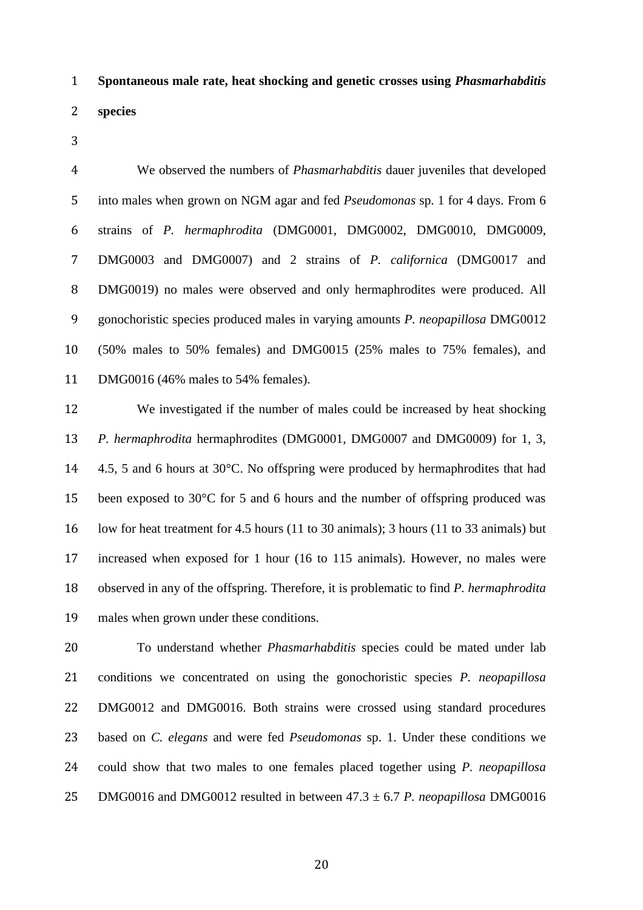**Spontaneous male rate, heat shocking and genetic crosses using *Phasmarhabditis* species**

We observed the numbers of *Phasmarhabditis* dauer juveniles that developed into males when grown on NGM agar and fed *Pseudomonas* sp. 1 for 4 days. From 6 strains of *P. hermaphrodita* (DMG0001, DMG0002, DMG0010, DMG0009, DMG0003 and DMG0007) and 2 strains of *P. californica* (DMG0017 and DMG0019) no males were observed and only hermaphrodites were produced. All gonochoristic species produced males in varying amounts *P. neopapillosa* DMG0012 (50% males to 50% females) and DMG0015 (25% males to 75% females), and DMG0016 (46% males to 54% females).

We investigated if the number of males could be increased by heat shocking *P. hermaphrodita* hermaphrodites (DMG0001, DMG0007 and DMG0009) for 1, 3, 4.5, 5 and 6 hours at 30°C. No offspring were produced by hermaphrodites that had been exposed to 30°C for 5 and 6 hours and the number of offspring produced was low for heat treatment for 4.5 hours (11 to 30 animals); 3 hours (11 to 33 animals) but increased when exposed for 1 hour (16 to 115 animals). However, no males were observed in any of the offspring. Therefore, it is problematic to find *P. hermaphrodita* males when grown under these conditions.

To understand whether *Phasmarhabditis* species could be mated under lab conditions we concentrated on using the gonochoristic species *P. neopapillosa* DMG0012 and DMG0016. Both strains were crossed using standard procedures based on *C. elegans* and were fed *Pseudomonas* sp. 1. Under these conditions we could show that two males to one females placed together using *P. neopapillosa* DMG0016 and DMG0012 resulted in between 47.3 ± 6.7 *P. neopapillosa* DMG0016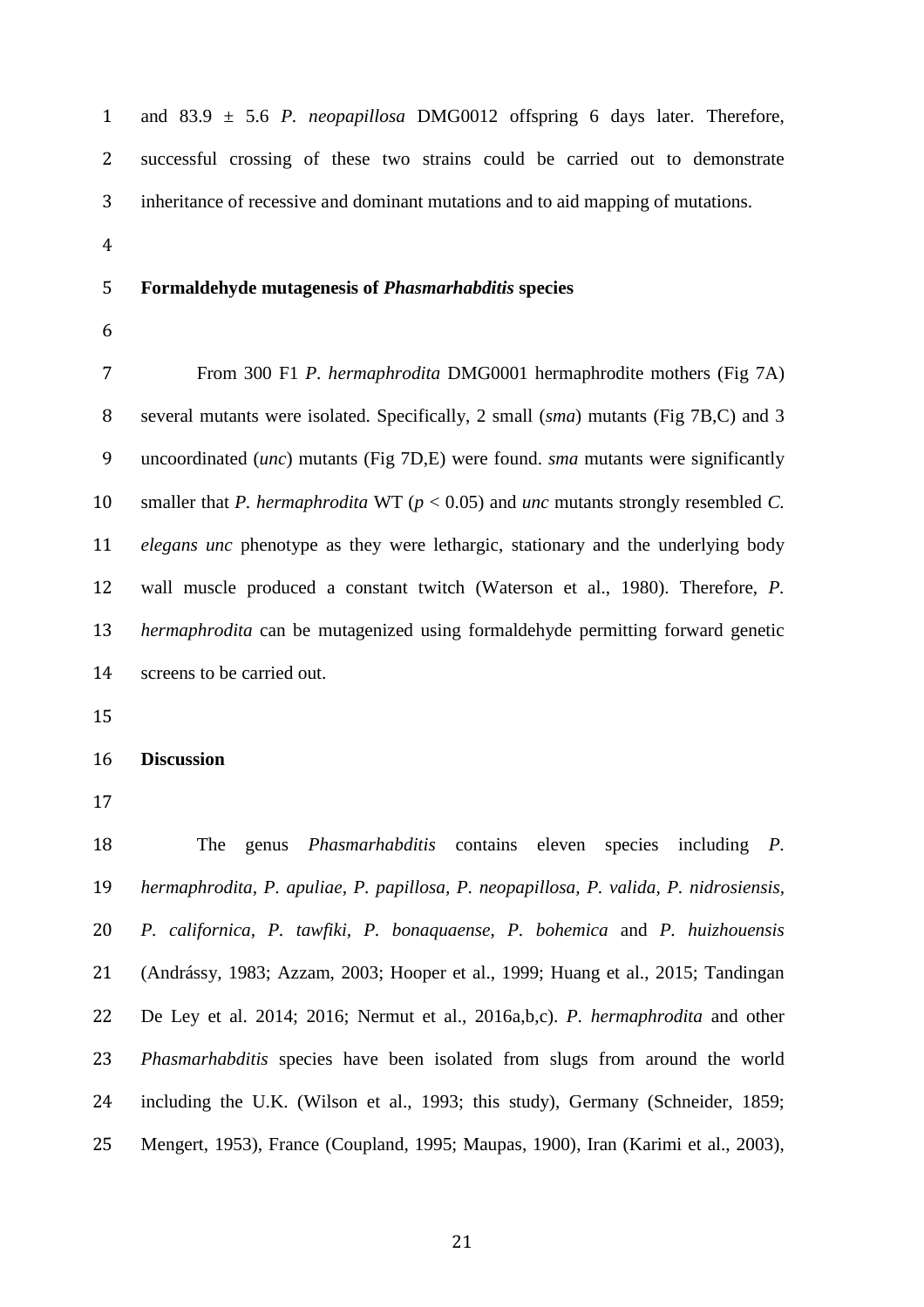and 83.9 ± 5.6 *P. neopapillosa* DMG0012 offspring 6 days later. Therefore, successful crossing of these two strains could be carried out to demonstrate inheritance of recessive and dominant mutations and to aid mapping of mutations.

## Formaldehyde mutagenesis of *Phasmarhabditis* species

From 300 F1 *P. hermaphrodita* DMG0001 hermaphrodite mothers (Fig 7A) several mutants were isolated. Specifically, 2 small (*sma*) mutants (Fig 7B,C) and 3 uncoordinated (*unc*) mutants (Fig 7D,E) were found. *sma* mutants were significantly smaller that *P. hermaphrodita* WT ($p < 0.05$) and *unc* mutants strongly resembled *C. elegans unc* phenotype as they were lethargic, stationary and the underlying body wall muscle produced a constant twitch (Waterson et al., 1980). Therefore, *P. hermaphrodita* can be mutagenized using formaldehyde permitting forward genetic screens to be carried out.

## Discussion

The genus *Phasmarhabditis* contains eleven species including *P. hermaphrodita*, *P. apuliae*, *P. papillosa*, *P. neopapillosa*, *P. valida*, *P. nidrosiensis*, *P. californica*, *P. tawfiki*, *P. bonaquaense*, *P. bohemica* and *P. huizhouensis* (Andrássy, 1983; Azzam, 2003; Hooper et al., 1999; Huang et al., 2015; Tandingan De Ley et al. 2014; 2016; Nermut et al., 2016a,b,c). *P. hermaphrodita* and other *Phasmarhabditis* species have been isolated from slugs from around the world including the U.K. (Wilson et al., 1993; this study), Germany (Schneider, 1859; Mengert, 1953), France (Coupland, 1995; Maupas, 1900), Iran (Karimi et al., 2003),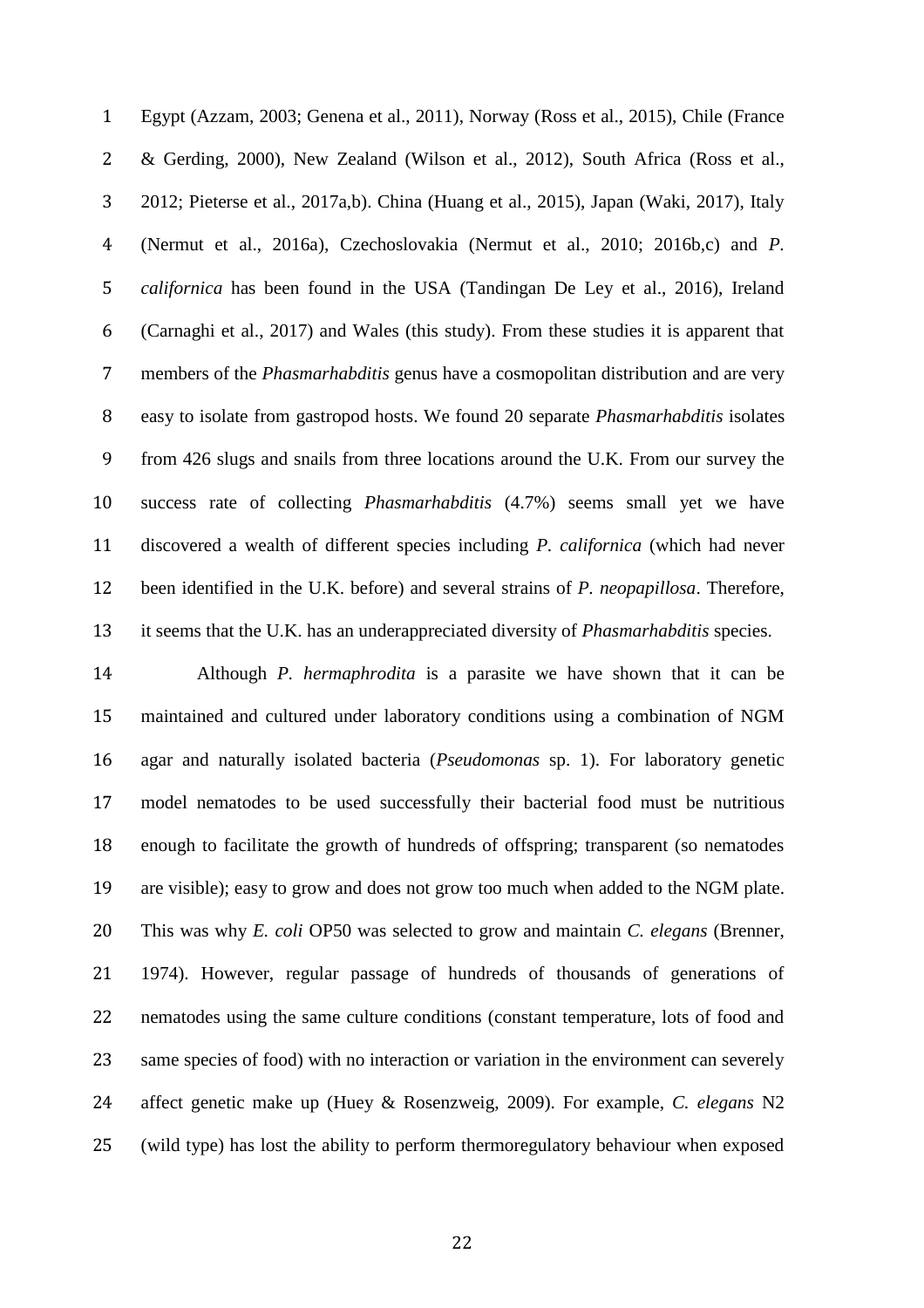Egypt (Azzam, 2003; Genena et al., 2011), Norway (Ross et al., 2015), Chile (France & Gerding, 2000), New Zealand (Wilson et al., 2012), South Africa (Ross et al., 2012; Pieterse et al., 2017a,b). China (Huang et al., 2015), Japan (Waki, 2017), Italy (Nermut et al., 2016a), Czechoslovakia (Nermut et al., 2010; 2016b,c) and *P. californica* has been found in the USA (Tandingan De Ley et al., 2016), Ireland (Carnaghi et al., 2017) and Wales (this study). From these studies it is apparent that members of the *Phasmarhabditis* genus have a cosmopolitan distribution and are very easy to isolate from gastropod hosts. We found 20 separate *Phasmarhabditis* isolates from 426 slugs and snails from three locations around the U.K. From our survey the success rate of collecting *Phasmarhabditis* (4.7%) seems small yet we have discovered a wealth of different species including *P. californica* (which had never been identified in the U.K. before) and several strains of *P. neopapillosa*. Therefore, it seems that the U.K. has an underappreciated diversity of *Phasmarhabditis* species.

Although *P. hermaphrodita* is a parasite we have shown that it can be maintained and cultured under laboratory conditions using a combination of NGM agar and naturally isolated bacteria (*Pseudomonas* sp. 1). For laboratory genetic model nematodes to be used successfully their bacterial food must be nutritious enough to facilitate the growth of hundreds of offspring; transparent (so nematodes are visible); easy to grow and does not grow too much when added to the NGM plate. This was why *E. coli* OP50 was selected to grow and maintain *C. elegans* (Brenner, 1974). However, regular passage of hundreds of thousands of generations of nematodes using the same culture conditions (constant temperature, lots of food and same species of food) with no interaction or variation in the environment can severely affect genetic make up (Huey & Rosenzweig, 2009). For example, *C. elegans* N2 (wild type) has lost the ability to perform thermoregulatory behaviour when exposed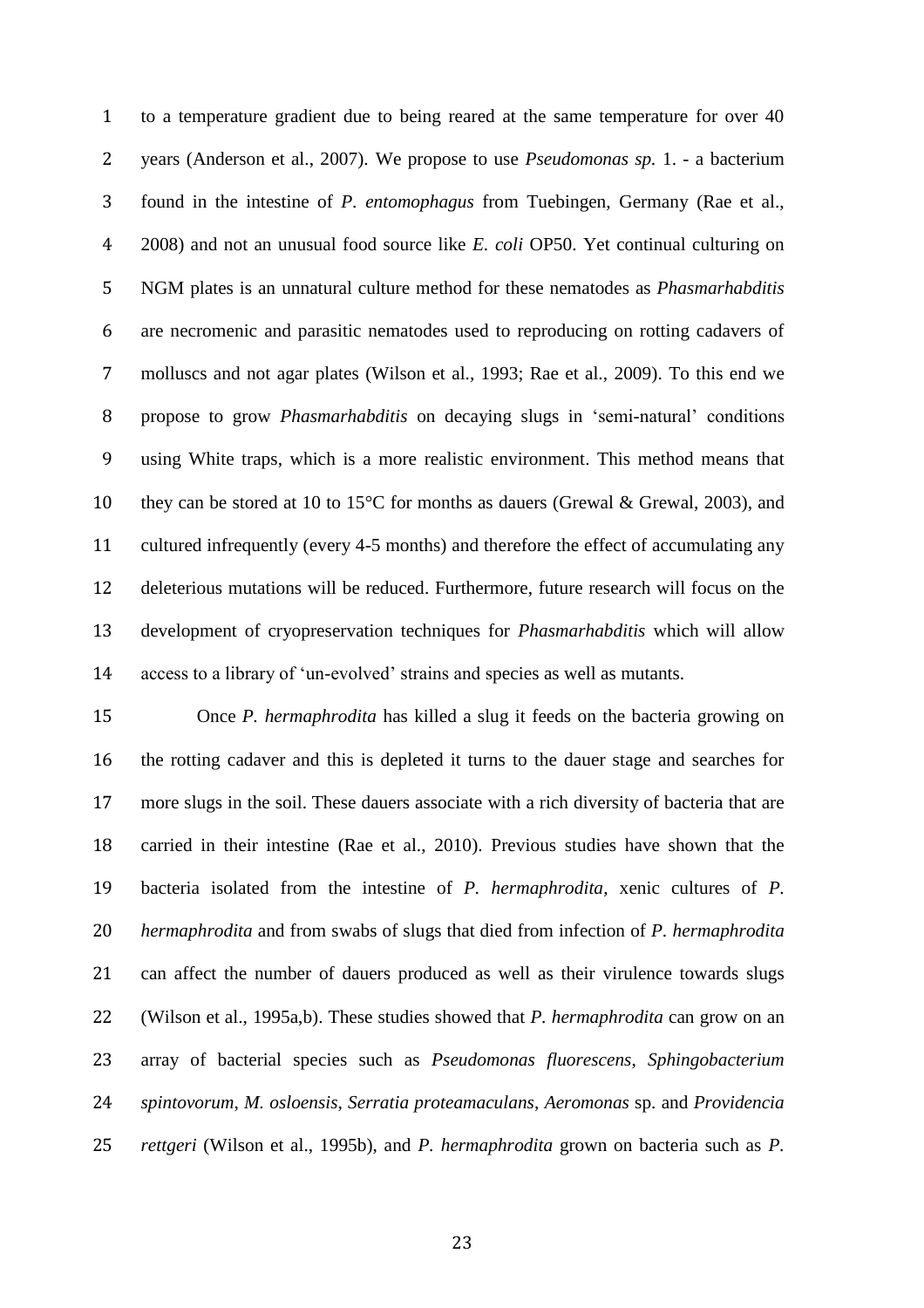to a temperature gradient due to being reared at the same temperature for over 40 years (Anderson et al., 2007). We propose to use *Pseudomonas sp.* 1. - a bacterium found in the intestine of *P. entomophagus* from Tuebingen, Germany (Rae et al., 2008) and not an unusual food source like *E. coli* OP50. Yet continual culturing on NGM plates is an unnatural culture method for these nematodes as *Phasmarhabditis* are necromenic and parasitic nematodes used to reproducing on rotting cadavers of molluscs and not agar plates (Wilson et al., 1993; Rae et al., 2009). To this end we propose to grow *Phasmarhabditis* on decaying slugs in 'semi-natural' conditions using White traps, which is a more realistic environment. This method means that they can be stored at 10 to 15°C for months as dauers (Grewal & Grewal, 2003), and cultured infrequently (every 4-5 months) and therefore the effect of accumulating any deleterious mutations will be reduced. Furthermore, future research will focus on the development of cryopreservation techniques for *Phasmarhabditis* which will allow access to a library of 'un-evolved' strains and species as well as mutants.

Once *P. hermaphrodita* has killed a slug it feeds on the bacteria growing on the rotting cadaver and this is depleted it turns to the dauer stage and searches for more slugs in the soil. These dauers associate with a rich diversity of bacteria that are carried in their intestine (Rae et al., 2010). Previous studies have shown that the bacteria isolated from the intestine of *P. hermaphrodita*, xenic cultures of *P. hermaphrodita* and from swabs of slugs that died from infection of *P. hermaphrodita* can affect the number of dauers produced as well as their virulence towards slugs (Wilson et al., 1995a,b). These studies showed that *P. hermaphrodita* can grow on an array of bacterial species such as *Pseudomonas fluorescens*, *Sphingobacterium spintovorum*, *M. osloensis*, *Serratia proteamaculans*, *Aeromonas* sp. and *Providencia rettgeri* (Wilson et al., 1995b), and *P. hermaphrodita* grown on bacteria such as *P.*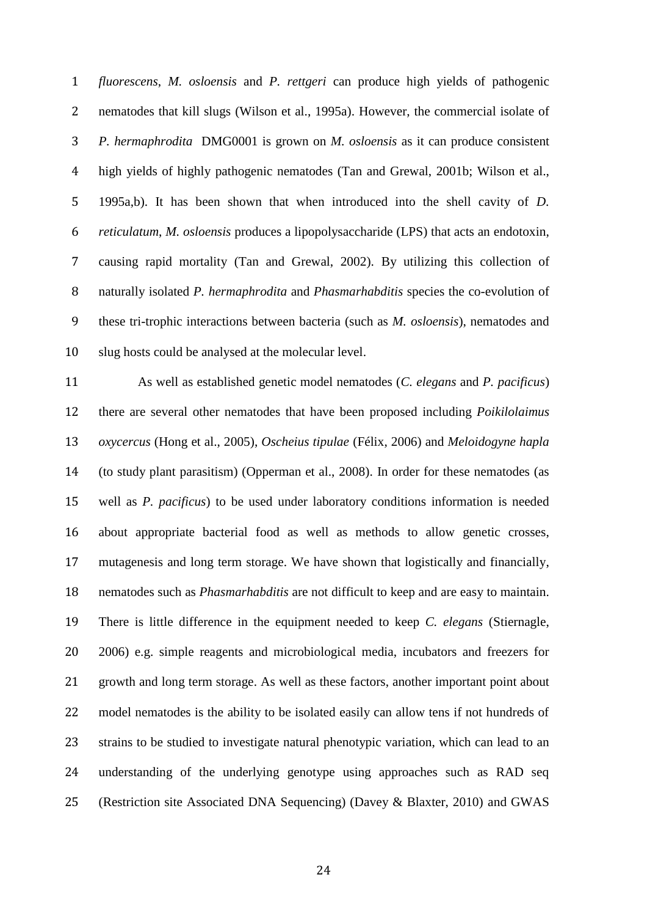*fluorescens*, *M. osloensis* and *P. rettgeri* can produce high yields of pathogenic nematodes that kill slugs (Wilson et al., 1995a). However, the commercial isolate of *P. hermaphrodita* DMG0001 is grown on *M. osloensis* as it can produce consistent high yields of highly pathogenic nematodes (Tan and Grewal, 2001b; Wilson et al., 1995a,b). It has been shown that when introduced into the shell cavity of *D. reticulatum*, *M. osloensis* produces a lipopolysaccharide (LPS) that acts an endotoxin, causing rapid mortality (Tan and Grewal, 2002). By utilizing this collection of naturally isolated *P. hermaphrodita* and *Phasmarhabditis* species the co-evolution of these tri-trophic interactions between bacteria (such as *M. osloensis*), nematodes and slug hosts could be analysed at the molecular level.

As well as established genetic model nematodes (*C. elegans* and *P. pacificus*) there are several other nematodes that have been proposed including *Poikilolaimus oxycercus* (Hong et al., 2005), *Oscheius tipulae* (Félix, 2006) and *Meloidogyne hapla* (to study plant parasitism) (Opperman et al., 2008). In order for these nematodes (as well as *P. pacificus*) to be used under laboratory conditions information is needed about appropriate bacterial food as well as methods to allow genetic crosses, mutagenesis and long term storage. We have shown that logistically and financially, nematodes such as *Phasmarhabditis* are not difficult to keep and are easy to maintain. There is little difference in the equipment needed to keep *C. elegans* (Stiernagle, 2006) e.g. simple reagents and microbiological media, incubators and freezers for growth and long term storage. As well as these factors, another important point about model nematodes is the ability to be isolated easily can allow tens if not hundreds of strains to be studied to investigate natural phenotypic variation, which can lead to an understanding of the underlying genotype using approaches such as RAD seq (Restriction site Associated DNA Sequencing) (Davey & Blaxter, 2010) and GWAS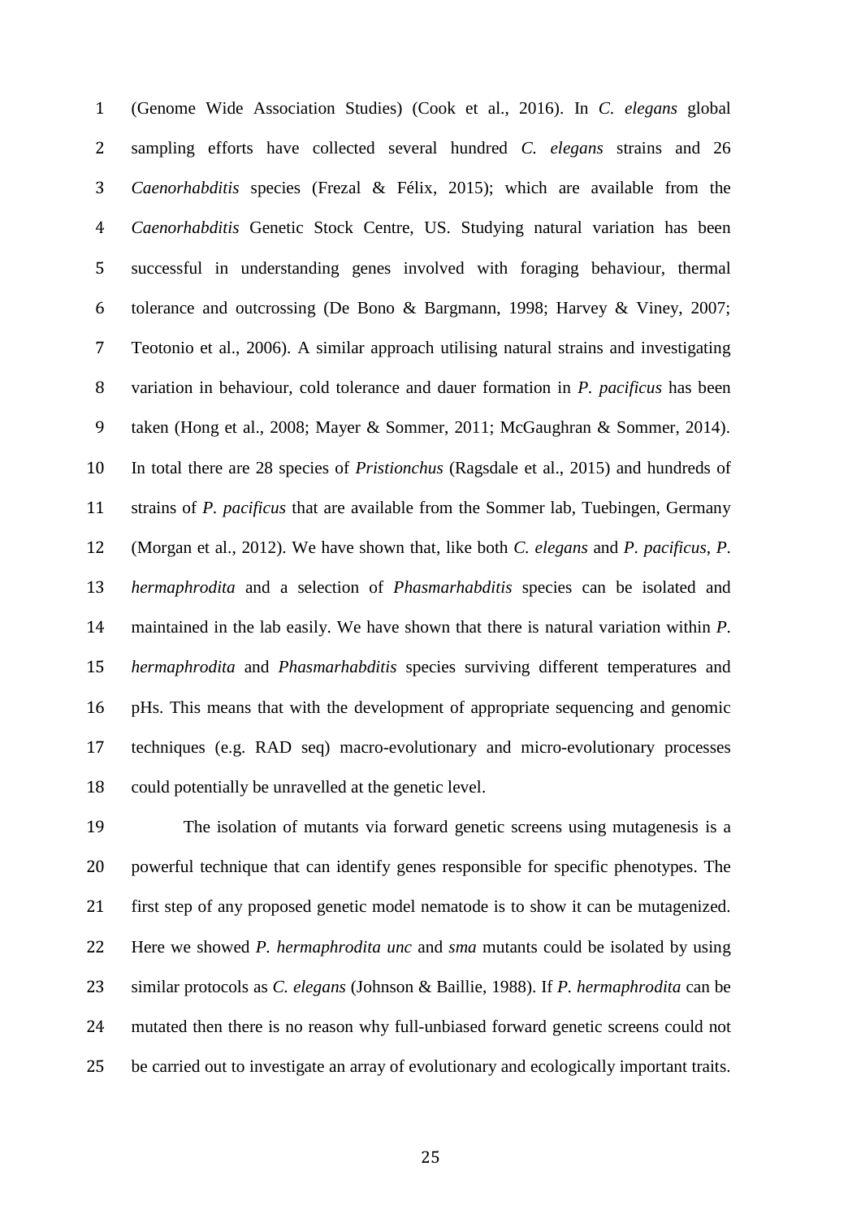(Genome Wide Association Studies) (Cook et al., 2016). In *C. elegans* global sampling efforts have collected several hundred *C. elegans* strains and 26 *Caenorhabditis* species (Frezal & Félix, 2015); which are available from the *Caenorhabditis* Genetic Stock Centre, US. Studying natural variation has been successful in understanding genes involved with foraging behaviour, thermal tolerance and outcrossing (De Bono & Bargmann, 1998; Harvey & Viney, 2007; Teotonio et al., 2006). A similar approach utilising natural strains and investigating variation in behaviour, cold tolerance and dauer formation in *P. pacificus* has been taken (Hong et al., 2008; Mayer & Sommer, 2011; McGaughran & Sommer, 2014). In total there are 28 species of *Pristionchus* (Ragsdale et al., 2015) and hundreds of strains of *P. pacificus* that are available from the Sommer lab, Tuebingen, Germany (Morgan et al., 2012). We have shown that, like both *C. elegans* and *P. pacificus*, *P. hermaphrodita* and a selection of *Phasmarhabditis* species can be isolated and maintained in the lab easily. We have shown that there is natural variation within *P. hermaphrodita* and *Phasmarhabditis* species surviving different temperatures and pHs. This means that with the development of appropriate sequencing and genomic techniques (e.g. RAD seq) macro-evolutionary and micro-evolutionary processes could potentially be unravelled at the genetic level.

The isolation of mutants via forward genetic screens using mutagenesis is a powerful technique that can identify genes responsible for specific phenotypes. The first step of any proposed genetic model nematode is to show it can be mutagenized. Here we showed *P. hermaphrodita unc* and *sma* mutants could be isolated by using similar protocols as *C. elegans* (Johnson & Baillie, 1988). If *P. hermaphrodita* can be mutated then there is no reason why full-unbiased forward genetic screens could not be carried out to investigate an array of evolutionary and ecologically important traits.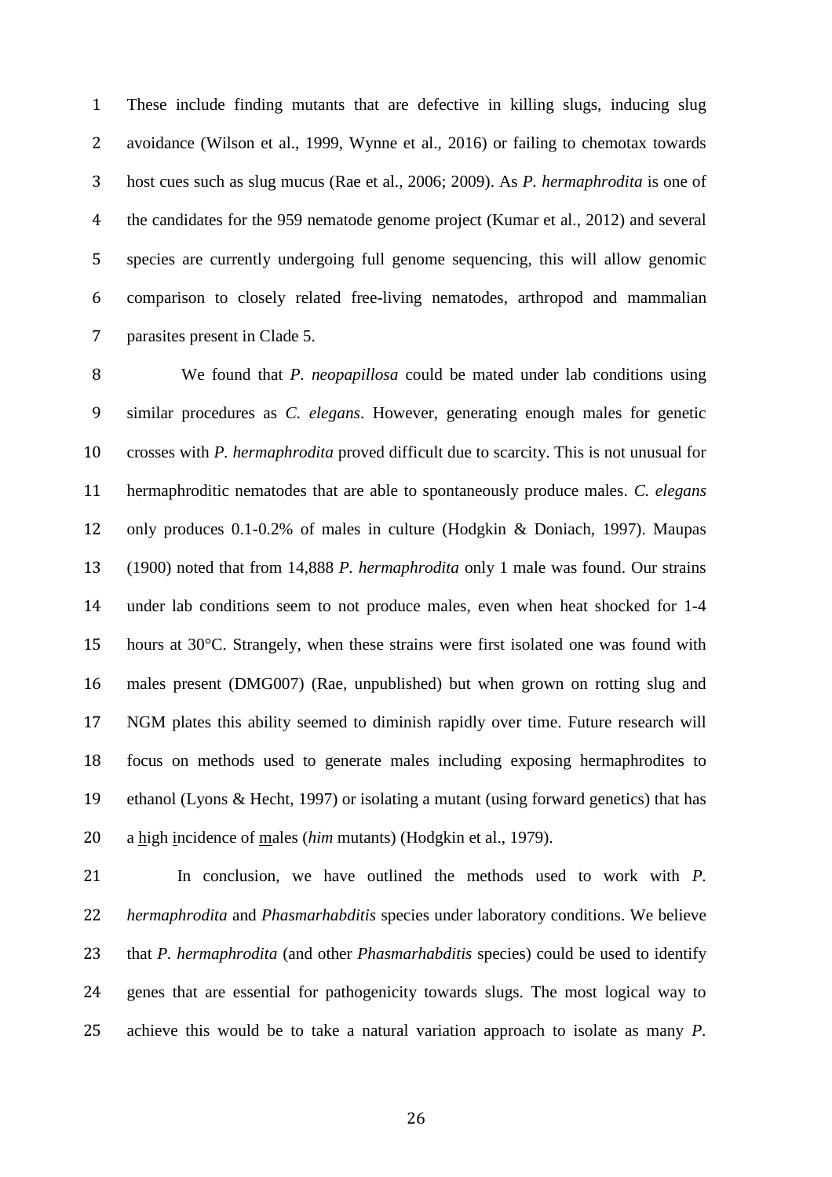These include finding mutants that are defective in killing slugs, inducing slug avoidance (Wilson et al., 1999, Wynne et al., 2016) or failing to chemotax towards host cues such as slug mucus (Rae et al., 2006; 2009). As *P. hermaphrodita* is one of the candidates for the 959 nematode genome project (Kumar et al., 2012) and several species are currently undergoing full genome sequencing, this will allow genomic comparison to closely related free-living nematodes, arthropod and mammalian parasites present in Clade 5.

We found that *P. neopapillosa* could be mated under lab conditions using similar procedures as *C. elegans*. However, generating enough males for genetic crosses with *P. hermaphrodita* proved difficult due to scarcity. This is not unusual for hermaphroditic nematodes that are able to spontaneously produce males. *C. elegans* only produces 0.1-0.2% of males in culture (Hodgkin & Doniach, 1997). Maupas (1900) noted that from 14,888 *P. hermaphrodita* only 1 male was found. Our strains under lab conditions seem to not produce males, even when heat shocked for 1-4 hours at 30°C. Strangely, when these strains were first isolated one was found with males present (DMG007) (Rae, unpublished) but when grown on rotting slug and NGM plates this ability seemed to diminish rapidly over time. Future research will focus on methods used to generate males including exposing hermaphrodites to ethanol (Lyons & Hecht, 1997) or isolating a mutant (using forward genetics) that has a high incidence of males (*him* mutants) (Hodgkin et al., 1979).

In conclusion, we have outlined the methods used to work with *P. hermaphrodita* and *Phasmarhabditis* species under laboratory conditions. We believe that *P. hermaphrodita* (and other *Phasmarhabditis* species) could be used to identify genes that are essential for pathogenicity towards slugs. The most logical way to achieve this would be to take a natural variation approach to isolate as many *P.*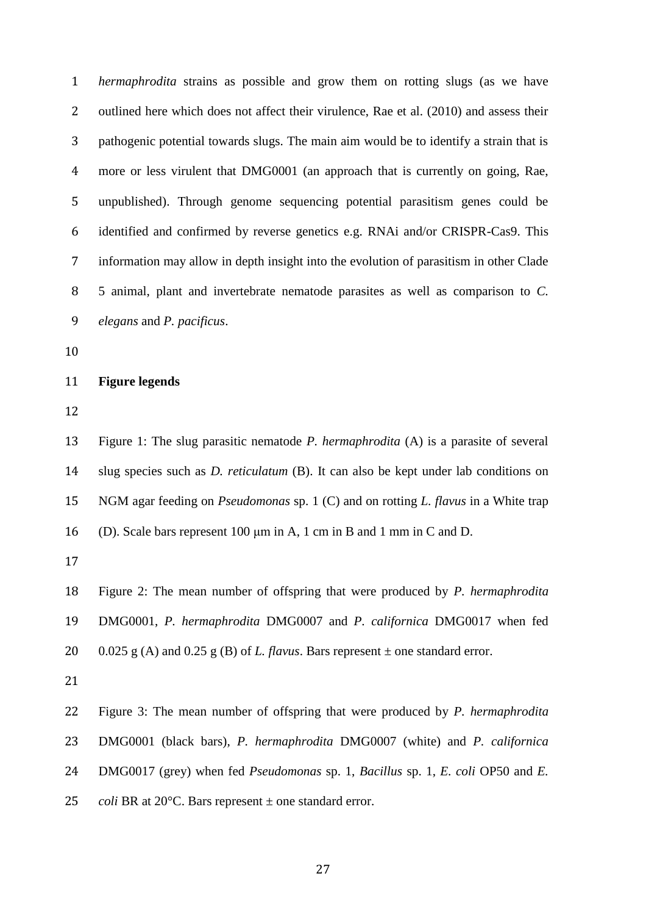*hermaphrodita* strains as possible and grow them on rotting slugs (as we have outlined here which does not affect their virulence, Rae et al. (2010) and assess their pathogenic potential towards slugs. The main aim would be to identify a strain that is more or less virulent that DMG0001 (an approach that is currently on going, Rae, unpublished). Through genome sequencing potential parasitism genes could be identified and confirmed by reverse genetics e.g. RNAi and/or CRISPR-Cas9. This information may allow in depth insight into the evolution of parasitism in other Clade 5 animal, plant and invertebrate nematode parasites as well as comparison to *C. elegans* and *P. pacificus*.

**Figure legends**

Figure 1: The slug parasitic nematode *P. hermaphrodita* (A) is a parasite of several slug species such as *D. reticulatum* (B). It can also be kept under lab conditions on NGM agar feeding on *Pseudomonas* sp. 1 (C) and on rotting *L. flavus* in a White trap (D). Scale bars represent 100 μm in A, 1 cm in B and 1 mm in C and D.

Figure 2: The mean number of offspring that were produced by *P. hermaphrodita* DMG0001, *P. hermaphrodita* DMG0007 and *P. californica* DMG0017 when fed 0.025 g (A) and 0.25 g (B) of *L. flavus*. Bars represent ± one standard error.

Figure 3: The mean number of offspring that were produced by *P. hermaphrodita* DMG0001 (black bars), *P. hermaphrodita* DMG0007 (white) and *P. californica* DMG0017 (grey) when fed *Pseudomonas* sp. 1, *Bacillus* sp. 1, *E. coli* OP50 and *E. coli* BR at 20°C. Bars represent ± one standard error.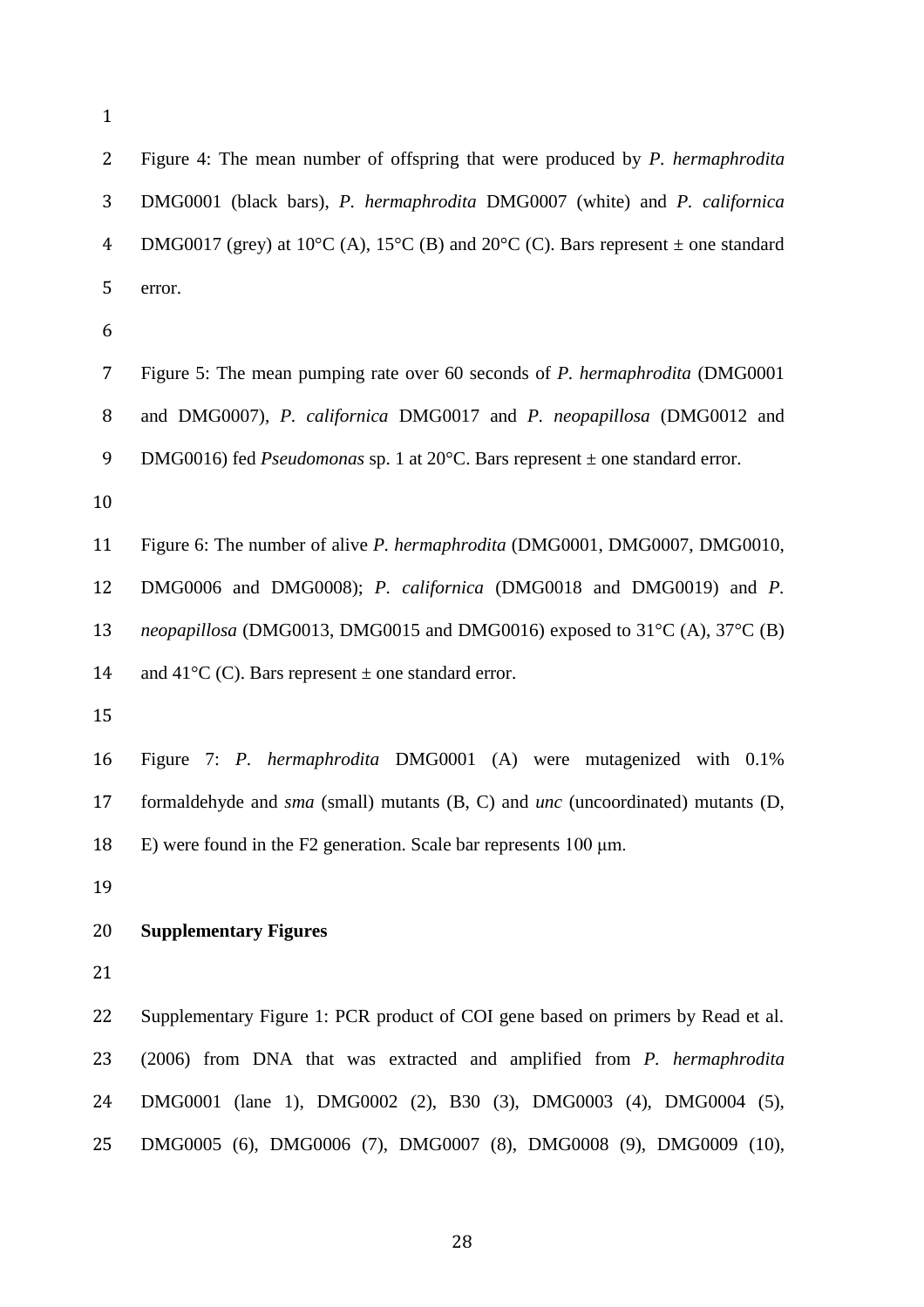Figure 4: The mean number of offspring that were produced by *P. hermaphrodita* DMG0001 (black bars), *P. hermaphrodita* DMG0007 (white) and *P. californica* DMG0017 (grey) at 10°C (A), 15°C (B) and 20°C (C). Bars represent ± one standard error.

Figure 5: The mean pumping rate over 60 seconds of *P. hermaphrodita* (DMG0001 and DMG0007), *P. californica* DMG0017 and *P. neopapillosa* (DMG0012 and DMG0016) fed *Pseudomonas* sp. 1 at 20°C. Bars represent ± one standard error.

Figure 6: The number of alive *P. hermaphrodita* (DMG0001, DMG0007, DMG0010, DMG0006 and DMG0008); *P. californica* (DMG0018 and DMG0019) and *P. neopapillosa* (DMG0013, DMG0015 and DMG0016) exposed to 31°C (A), 37°C (B) and 41°C (C). Bars represent ± one standard error.

Figure 7: *P. hermaphrodita* DMG0001 (A) were mutagenized with 0.1% formaldehyde and *sma* (small) mutants (B, C) and *unc* (uncoordinated) mutants (D, E) were found in the F2 generation. Scale bar represents 100 μm.

**Supplementary Figures**

Supplementary Figure 1: PCR product of COI gene based on primers by Read et al. (2006) from DNA that was extracted and amplified from *P. hermaphrodita* DMG0001 (lane 1), DMG0002 (2), B30 (3), DMG0003 (4), DMG0004 (5), DMG0005 (6), DMG0006 (7), DMG0007 (8), DMG0008 (9), DMG0009 (10),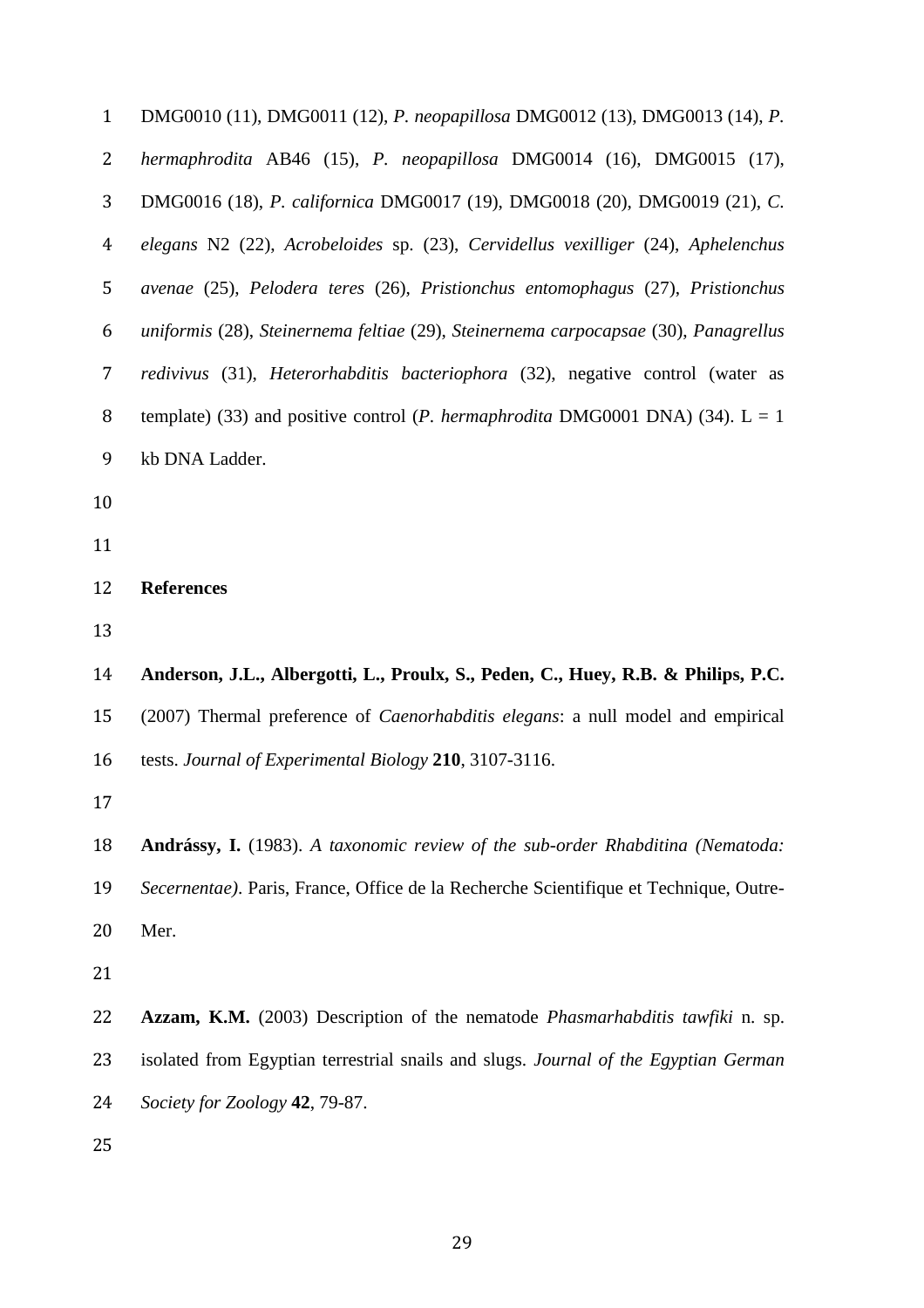DMG0010 (11), DMG0011 (12), *P. neopapillosa* DMG0012 (13), DMG0013 (14), *P. hermaphrodita* AB46 (15), *P. neopapillosa* DMG0014 (16), DMG0015 (17), DMG0016 (18), *P. californica* DMG0017 (19), DMG0018 (20), DMG0019 (21), *C. elegans* N2 (22), *Acrobeloides* sp. (23), *Cervidellus vexilliger* (24), *Aphelenchus avenae* (25), *Pelodera teres* (26), *Pristionchus entomophagus* (27), *Pristionchus uniformis* (28), *Steinernema feltiae* (29), *Steinernema carpocapsae* (30), *Panagrellus redivivus* (31), *Heterorhabditis bacteriophora* (32), negative control (water as template) (33) and positive control (*P. hermaphrodita* DMG0001 DNA) (34). L = 1 kb DNA Ladder.

## References

**Anderson, J.L., Albergotti, L., Proulx, S., Peden, C., Huey, R.B. & Philips, P.C.** (2007) Thermal preference of *Caenorhabditis elegans*: a null model and empirical tests. *Journal of Experimental Biology* **210**, 3107-3116.

**Andrássy, I.** (1983). *A taxonomic review of the sub-order Rhabditina (Nematoda: Secernentae)*. Paris, France, Office de la Recherche Scientifique et Technique, Outre-Mer.

**Azzam, K.M.** (2003) Description of the nematode *Phasmarhabditis tawfiki* n. sp. isolated from Egyptian terrestrial snails and slugs. *Journal of the Egyptian German Society for Zoology* **42**, 79-87.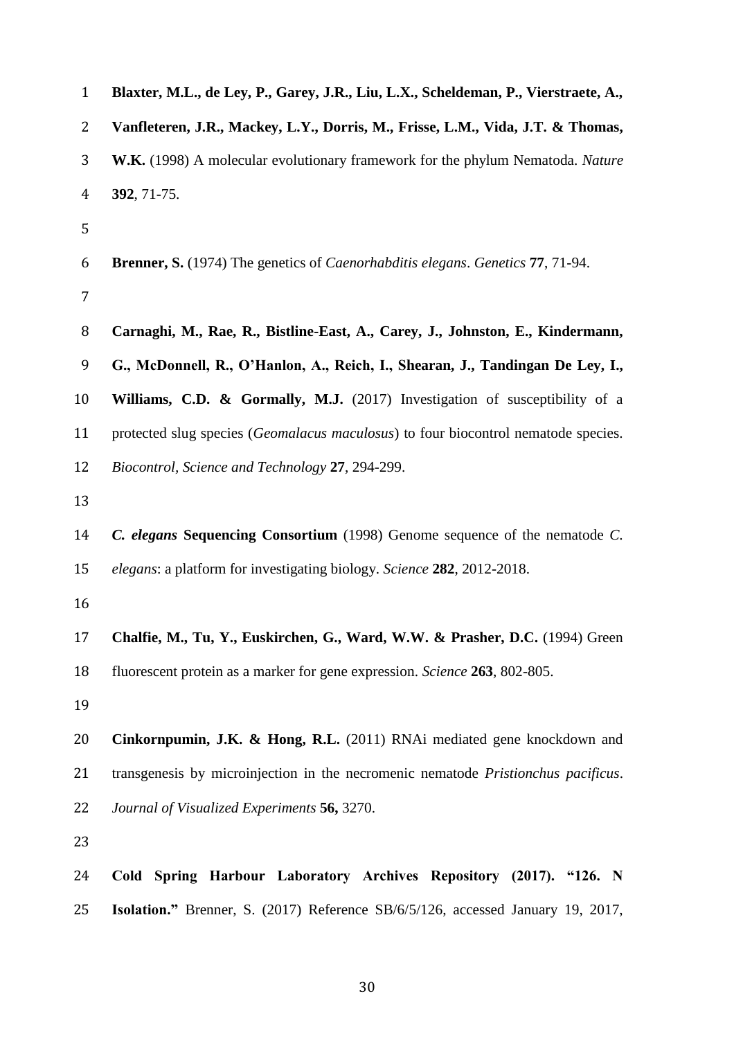**Blaxter, M.L., de Ley, P., Garey, J.R., Liu, L.X., Scheldeman, P., Vierstraete, A., Vanfleteren, J.R., Mackey, L.Y., Dorris, M., Frisse, L.M., Vida, J.T. & Thomas, W.K.** (1998) A molecular evolutionary framework for the phylum Nematoda. *Nature* **392**, 71-75.

**Brenner, S.** (1974) The genetics of *Caenorhabditis elegans*. *Genetics* **77**, 71-94.

**Carnaghi, M., Rae, R., Bistline-East, A., Carey, J., Johnston, E., Kindermann, G., McDonnell, R., O'Hanlon, A., Reich, I., Shearan, J., Tandingan De Ley, I., Williams, C.D. & Gormally, M.J.** (2017) Investigation of susceptibility of a protected slug species (*Geomalacus maculosus*) to four biocontrol nematode species. *Biocontrol, Science and Technology* **27**, 294-299.

***C. elegans* Sequencing Consortium** (1998) Genome sequence of the nematode *C. elegans*: a platform for investigating biology. *Science* **282**, 2012-2018.

**Chalfie, M., Tu, Y., Euskirchen, G., Ward, W.W. & Prasher, D.C.** (1994) Green fluorescent protein as a marker for gene expression. *Science* **263**, 802-805.

**Cinkornpumin, J.K. & Hong, R.L.** (2011) RNAi mediated gene knockdown and transgenesis by microinjection in the necromenic nematode *Pristionchus pacificus*. *Journal of Visualized Experiments* **56,** 3270.

**Cold Spring Harbour Laboratory Archives Repository (2017). "126. N Isolation."** Brenner, S. (2017) Reference SB/6/5/126, accessed January 19, 2017,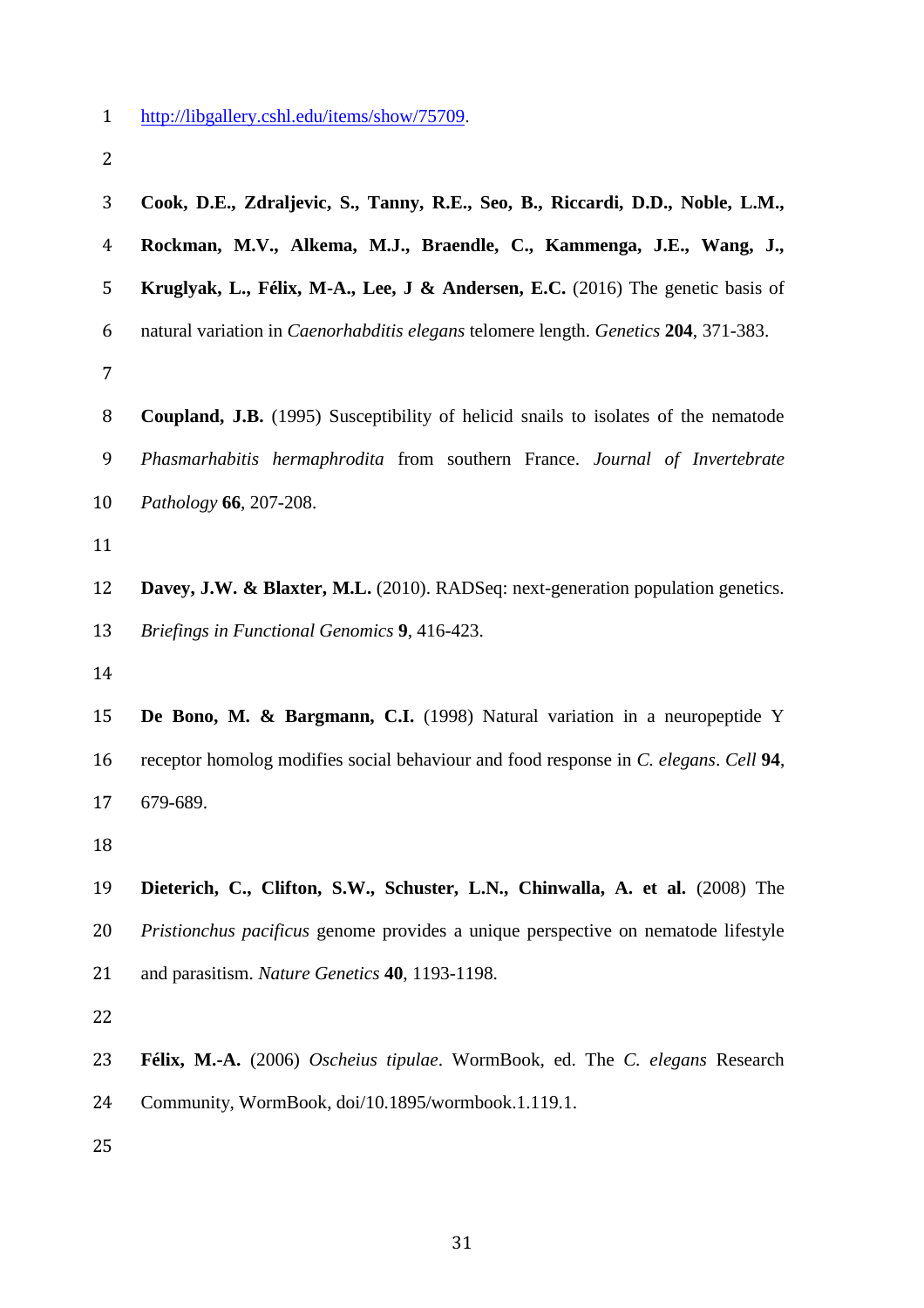http://libgallery.cshl.edu/items/show/75709.

**Cook, D.E., Zdraljevic, S., Tanny, R.E., Seo, B., Riccardi, D.D., Noble, L.M., Rockman, M.V., Alkema, M.J., Braendle, C., Kammenga, J.E., Wang, J., Kruglyak, L., Félix, M-A., Lee, J & Andersen, E.C.** (2016) The genetic basis of natural variation in *Caenorhabditis elegans* telomere length. *Genetics* **204**, 371-383.

**Coupland, J.B.** (1995) Susceptibility of helicid snails to isolates of the nematode *Phasmarhabitis hermaphrodita* from southern France. *Journal of Invertebrate Pathology* **66**, 207-208.

**Davey, J.W. & Blaxter, M.L.** (2010). RADSeq: next-generation population genetics. *Briefings in Functional Genomics* **9**, 416-423.

**De Bono, M. & Bargmann, C.I.** (1998) Natural variation in a neuropeptide Y receptor homolog modifies social behaviour and food response in *C. elegans*. *Cell* **94**, 679-689.

**Dieterich, C., Clifton, S.W., Schuster, L.N., Chinwalla, A. et al.** (2008) The *Pristionchus pacificus* genome provides a unique perspective on nematode lifestyle and parasitism. *Nature Genetics* **40**, 1193-1198.

**Félix, M.-A.** (2006) *Oscheius tipulae*. WormBook, ed. The *C. elegans* Research Community, WormBook, doi/10.1895/wormbook.1.119.1.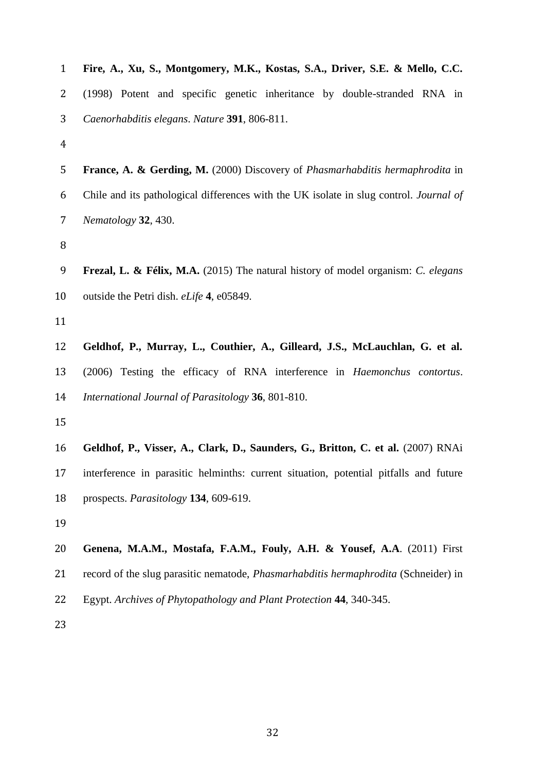**Fire, A., Xu, S., Montgomery, M.K., Kostas, S.A., Driver, S.E. & Mello, C.C.** (1998) Potent and specific genetic inheritance by double-stranded RNA in *Caenorhabditis elegans*. *Nature* **391**, 806-811.

**France, A. & Gerding, M.** (2000) Discovery of *Phasmarhabditis hermaphrodita* in Chile and its pathological differences with the UK isolate in slug control. *Journal of Nematology* **32**, 430.

**Frezal, L. & Félix, M.A.** (2015) The natural history of model organism: *C. elegans* outside the Petri dish. *eLife* **4**, e05849.

**Geldhof, P., Murray, L., Couthier, A., Gilleard, J.S., McLauchlan, G. et al.** (2006) Testing the efficacy of RNA interference in *Haemonchus contortus*. *International Journal of Parasitology* **36**, 801-810.

**Geldhof, P., Visser, A., Clark, D., Saunders, G., Britton, C. et al.** (2007) RNAi interference in parasitic helminths: current situation, potential pitfalls and future prospects. *Parasitology* **134**, 609-619.

**Genena, M.A.M., Mostafa, F.A.M., Fouly, A.H. & Yousef, A.A**. (2011) First record of the slug parasitic nematode, *Phasmarhabditis hermaphrodita* (Schneider) in Egypt. *Archives of Phytopathology and Plant Protection* **44**, 340-345.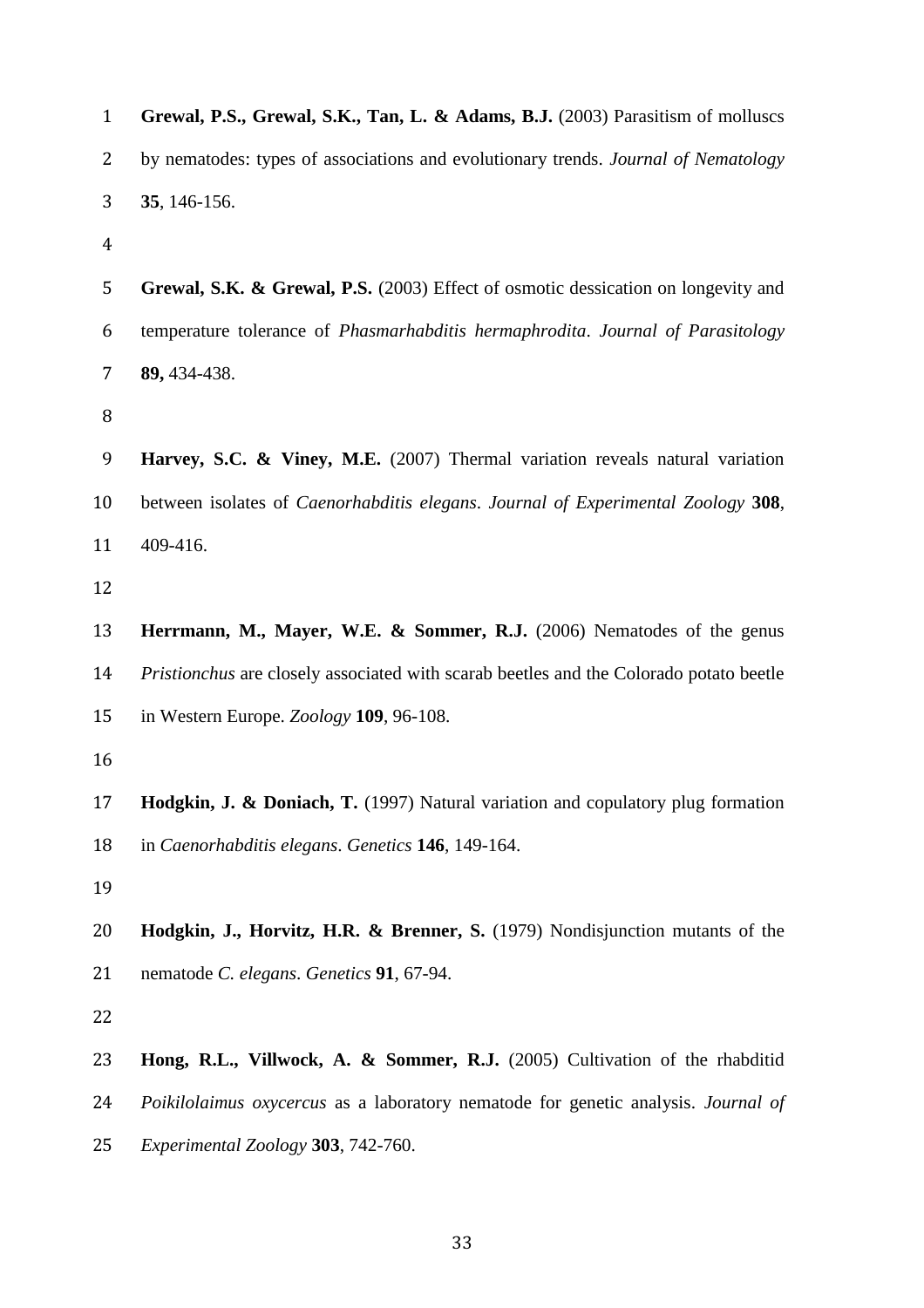**Grewal, P.S., Grewal, S.K., Tan, L. & Adams, B.J.** (2003) Parasitism of molluscs by nematodes: types of associations and evolutionary trends. *Journal of Nematology* **35**, 146-156.

**Grewal, S.K. & Grewal, P.S.** (2003) Effect of osmotic dessication on longevity and temperature tolerance of *Phasmarhabditis hermaphrodita*. *Journal of Parasitology* **89,** 434-438.

**Harvey, S.C. & Viney, M.E.** (2007) Thermal variation reveals natural variation between isolates of *Caenorhabditis elegans*. *Journal of Experimental Zoology* **308**, 409-416.

**Herrmann, M., Mayer, W.E. & Sommer, R.J.** (2006) Nematodes of the genus *Pristionchus* are closely associated with scarab beetles and the Colorado potato beetle in Western Europe. *Zoology* **109**, 96-108.

**Hodgkin, J. & Doniach, T.** (1997) Natural variation and copulatory plug formation in *Caenorhabditis elegans*. *Genetics* **146**, 149-164.

**Hodgkin, J., Horvitz, H.R. & Brenner, S.** (1979) Nondisjunction mutants of the nematode *C. elegans*. *Genetics* **91**, 67-94.

**Hong, R.L., Villwock, A. & Sommer, R.J.** (2005) Cultivation of the rhabditid *Poikilolaimus oxycercus* as a laboratory nematode for genetic analysis. *Journal of Experimental Zoology* **303**, 742-760.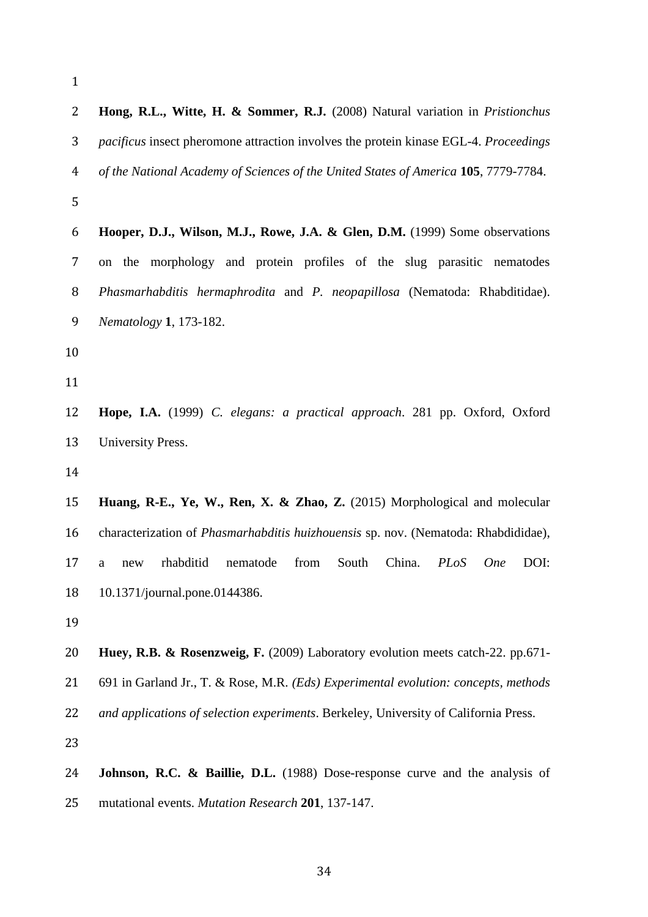**Hong, R.L., Witte, H. & Sommer, R.J.** (2008) Natural variation in *Pristionchus pacificus* insect pheromone attraction involves the protein kinase EGL-4. *Proceedings of the National Academy of Sciences of the United States of America* **105**, 7779-7784.

**Hooper, D.J., Wilson, M.J., Rowe, J.A. & Glen, D.M.** (1999) Some observations on the morphology and protein profiles of the slug parasitic nematodes *Phasmarhabditis hermaphrodita* and *P. neopapillosa* (Nematoda: Rhabditidae). *Nematology* **1**, 173-182.

**Hope, I.A.** (1999) *C. elegans: a practical approach*. 281 pp. Oxford, Oxford University Press.

**Huang, R-E., Ye, W., Ren, X. & Zhao, Z.** (2015) Morphological and molecular characterization of *Phasmarhabditis huizhouensis* sp. nov. (Nematoda: Rhabdididae), a new rhabditid nematode from South China. *PLoS One* DOI: 10.1371/journal.pone.0144386.

**Huey, R.B. & Rosenzweig, F.** (2009) Laboratory evolution meets catch-22. pp.671-691 in Garland Jr., T. & Rose, M.R. *(Eds) Experimental evolution: concepts, methods and applications of selection experiments*. Berkeley, University of California Press.

**Johnson, R.C. & Baillie, D.L.** (1988) Dose-response curve and the analysis of mutational events. *Mutation Research* **201**, 137-147.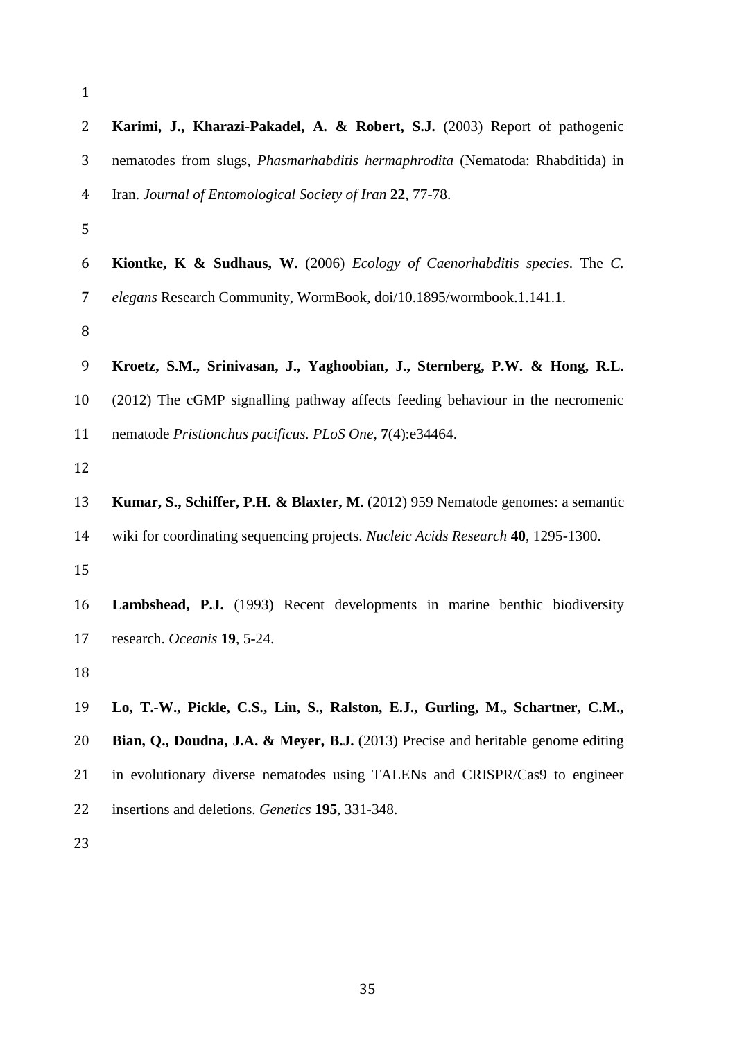**Karimi, J., Kharazi-Pakadel, A. & Robert, S.J.** (2003) Report of pathogenic nematodes from slugs, *Phasmarhabditis hermaphrodita* (Nematoda: Rhabditida) in Iran. *Journal of Entomological Society of Iran* **22**, 77-78.

**Kiontke, K & Sudhaus, W.** (2006) *Ecology of Caenorhabditis species*. The *C. elegans* Research Community, WormBook, doi/10.1895/wormbook.1.141.1.

**Kroetz, S.M., Srinivasan, J., Yaghoobian, J., Sternberg, P.W. & Hong, R.L.** (2012) The cGMP signalling pathway affects feeding behaviour in the necromenic nematode *Pristionchus pacificus. PLoS One,* **7**(4):e34464.

**Kumar, S., Schiffer, P.H. & Blaxter, M.** (2012) 959 Nematode genomes: a semantic wiki for coordinating sequencing projects. *Nucleic Acids Research* **40**, 1295-1300.

**Lambshead, P.J.** (1993) Recent developments in marine benthic biodiversity research. *Oceanis* **19**, 5-24.

**Lo, T.-W., Pickle, C.S., Lin, S., Ralston, E.J., Gurling, M., Schartner, C.M., Bian, Q., Doudna, J.A. & Meyer, B.J.** (2013) Precise and heritable genome editing in evolutionary diverse nematodes using TALENs and CRISPR/Cas9 to engineer insertions and deletions. *Genetics* **195**, 331-348.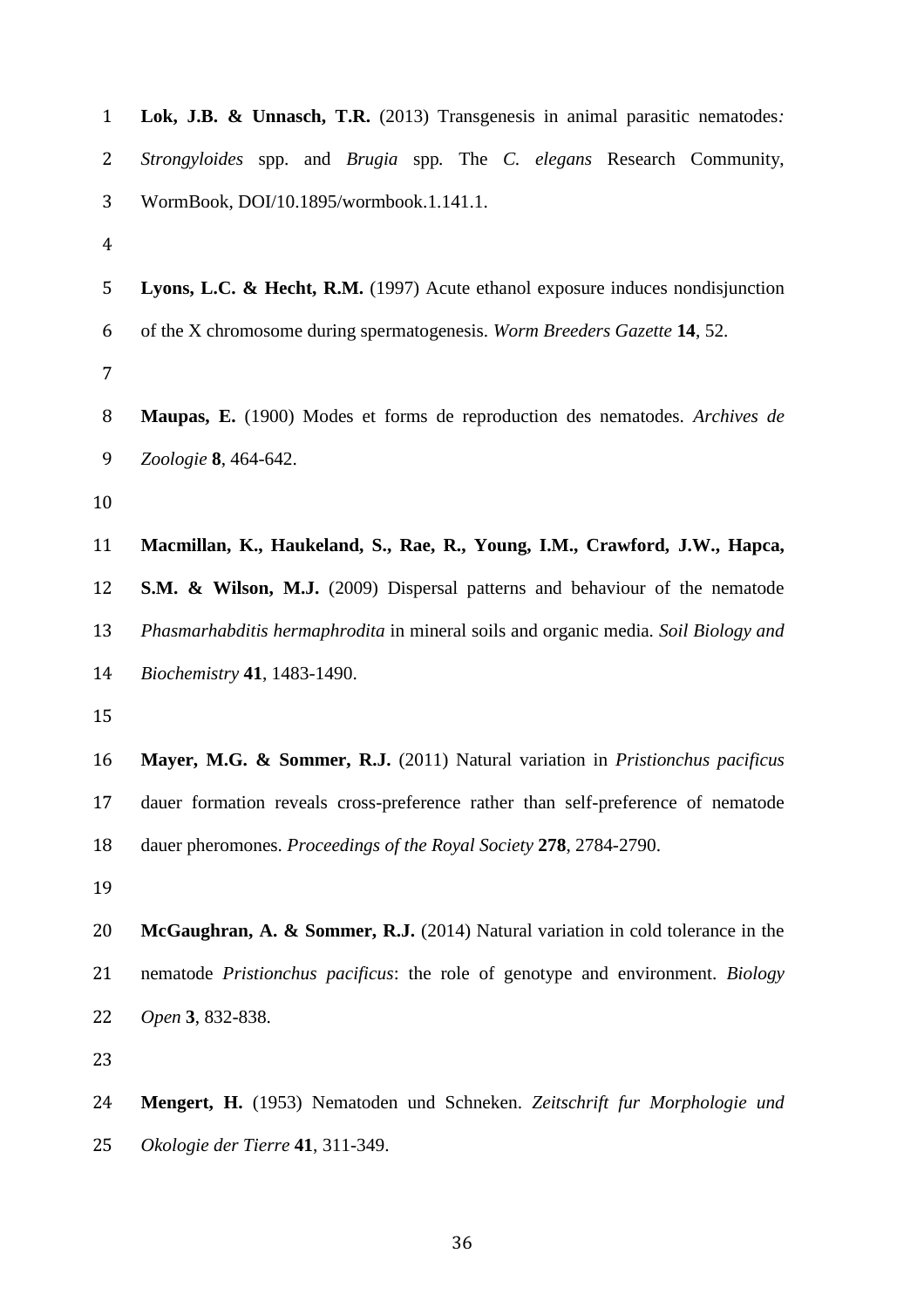**Lok, J.B. & Unnasch, T.R.** (2013) Transgenesis in animal parasitic nematodes*:* *Strongyloides* spp. and *Brugia* spp. The *C. elegans* Research Community, WormBook, DOI/10.1895/wormbook.1.141.1.

**Lyons, L.C. & Hecht, R.M.** (1997) Acute ethanol exposure induces nondisjunction of the X chromosome during spermatogenesis. *Worm Breeders Gazette* **14**, 52.

**Maupas, E.** (1900) Modes et forms de reproduction des nematodes. *Archives de Zoologie* **8**, 464-642.

**Macmillan, K., Haukeland, S., Rae, R., Young, I.M., Crawford, J.W., Hapca, S.M. & Wilson, M.J.** (2009) Dispersal patterns and behaviour of the nematode *Phasmarhabditis hermaphrodita* in mineral soils and organic media. *Soil Biology and Biochemistry* **41**, 1483-1490.

**Mayer, M.G. & Sommer, R.J.** (2011) Natural variation in *Pristionchus pacificus* dauer formation reveals cross-preference rather than self-preference of nematode dauer pheromones. *Proceedings of the Royal Society* **278**, 2784-2790.

**McGaughran, A. & Sommer, R.J.** (2014) Natural variation in cold tolerance in the nematode *Pristionchus pacificus*: the role of genotype and environment. *Biology Open* **3**, 832-838.

**Mengert, H.** (1953) Nematoden und Schneken. *Zeitschrift fur Morphologie und Okologie der Tierre* **41**, 311-349.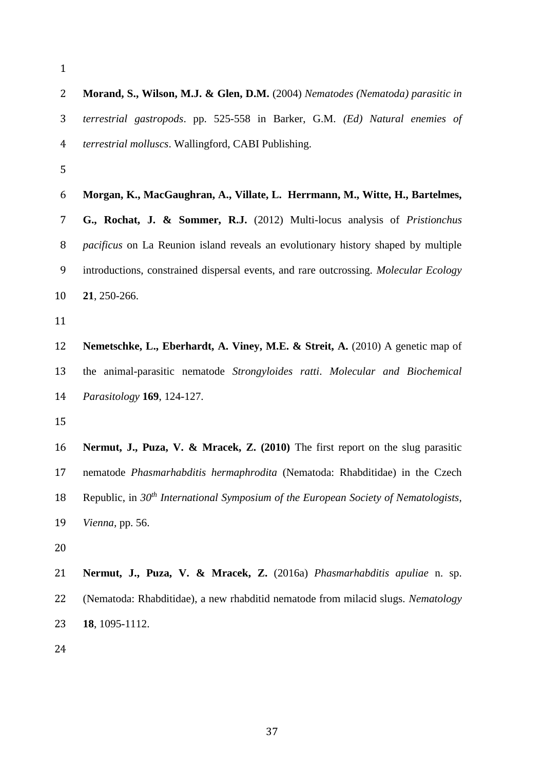**Morand, S., Wilson, M.J. & Glen, D.M.** (2004) *Nematodes (Nematoda) parasitic in terrestrial gastropods*. pp. 525-558 in Barker, G.M. *(Ed) Natural enemies of terrestrial molluscs*. Wallingford, CABI Publishing.

**Morgan, K., MacGaughran, A., Villate, L. Herrmann, M., Witte, H., Bartelmes, G., Rochat, J. & Sommer, R.J.** (2012) Multi-locus analysis of *Pristionchus pacificus* on La Reunion island reveals an evolutionary history shaped by multiple introductions, constrained dispersal events, and rare outcrossing. *Molecular Ecology* **21**, 250-266.

**Nemetschke, L., Eberhardt, A. Viney, M.E. & Streit, A.** (2010) A genetic map of the animal-parasitic nematode *Strongyloides ratti*. *Molecular and Biochemical Parasitology* **169**, 124-127.

**Nermut, J., Puza, V. & Mracek, Z. (2010)** The first report on the slug parasitic nematode *Phasmarhabditis hermaphrodita* (Nematoda: Rhabditidae) in the Czech Republic, in *30th International Symposium of the European Society of Nematologists, Vienna*, pp. 56.

**Nermut, J., Puza, V. & Mracek, Z.** (2016a) *Phasmarhabditis apuliae* n. sp. (Nematoda: Rhabditidae), a new rhabditid nematode from milacid slugs. *Nematology* **18**, 1095-1112.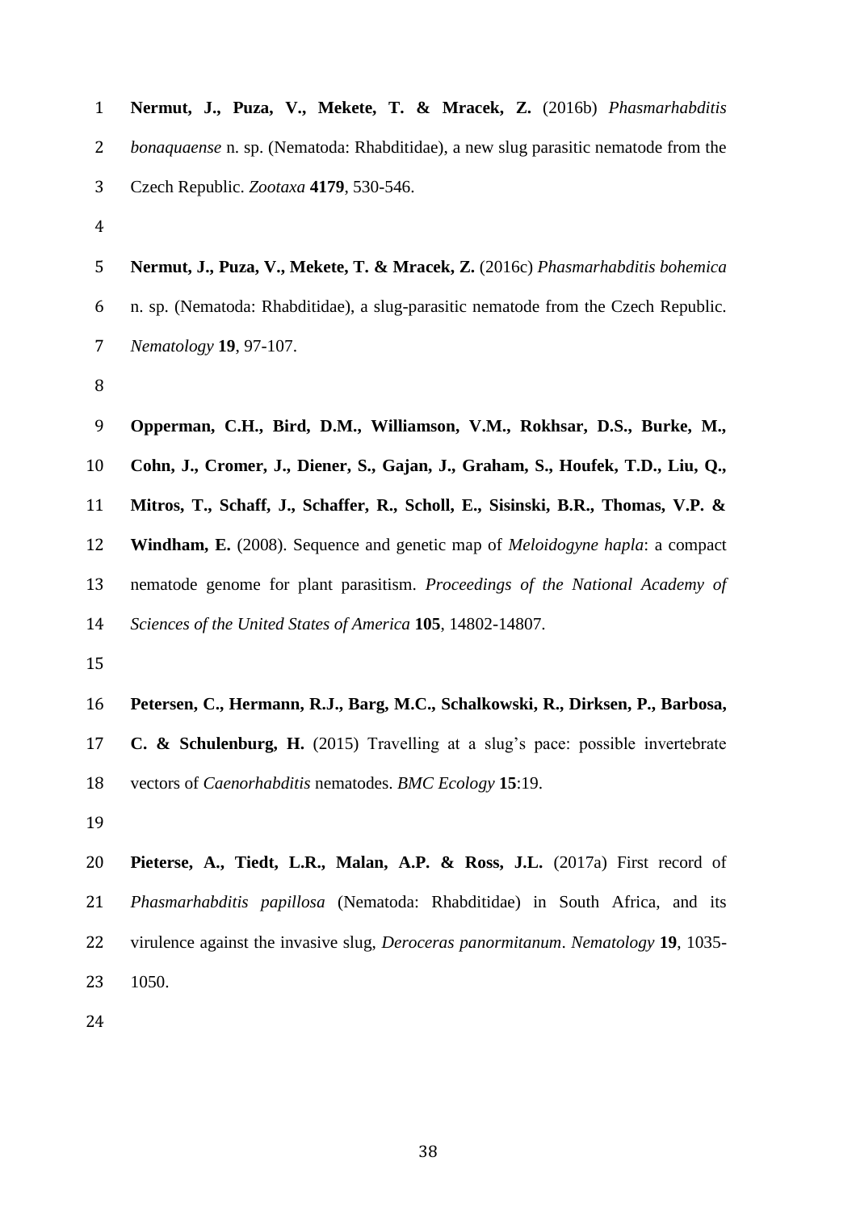**Nermut, J., Puza, V., Mekete, T. & Mracek, Z.** (2016b) *Phasmarhabditis bonaquaense* n. sp. (Nematoda: Rhabditidae), a new slug parasitic nematode from the Czech Republic. *Zootaxa* **4179**, 530-546.

**Nermut, J., Puza, V., Mekete, T. & Mracek, Z.** (2016c) *Phasmarhabditis bohemica* n. sp. (Nematoda: Rhabditidae), a slug-parasitic nematode from the Czech Republic. *Nematology* **19**, 97-107.

**Opperman, C.H., Bird, D.M., Williamson, V.M., Rokhsar, D.S., Burke, M., Cohn, J., Cromer, J., Diener, S., Gajan, J., Graham, S., Houfek, T.D., Liu, Q., Mitros, T., Schaff, J., Schaffer, R., Scholl, E., Sisinski, B.R., Thomas, V.P. & Windham, E.** (2008). Sequence and genetic map of *Meloidogyne hapla*: a compact nematode genome for plant parasitism. *Proceedings of the National Academy of Sciences of the United States of America* **105**, 14802-14807.

**Petersen, C., Hermann, R.J., Barg, M.C., Schalkowski, R., Dirksen, P., Barbosa, C. & Schulenburg, H.** (2015) Travelling at a slug's pace: possible invertebrate vectors of *Caenorhabditis* nematodes. *BMC Ecology* **15**:19.

**Pieterse, A., Tiedt, L.R., Malan, A.P. & Ross, J.L.** (2017a) First record of *Phasmarhabditis papillosa* (Nematoda: Rhabditidae) in South Africa, and its virulence against the invasive slug, *Deroceras panormitanum*. *Nematology* **19**, 1035-1050.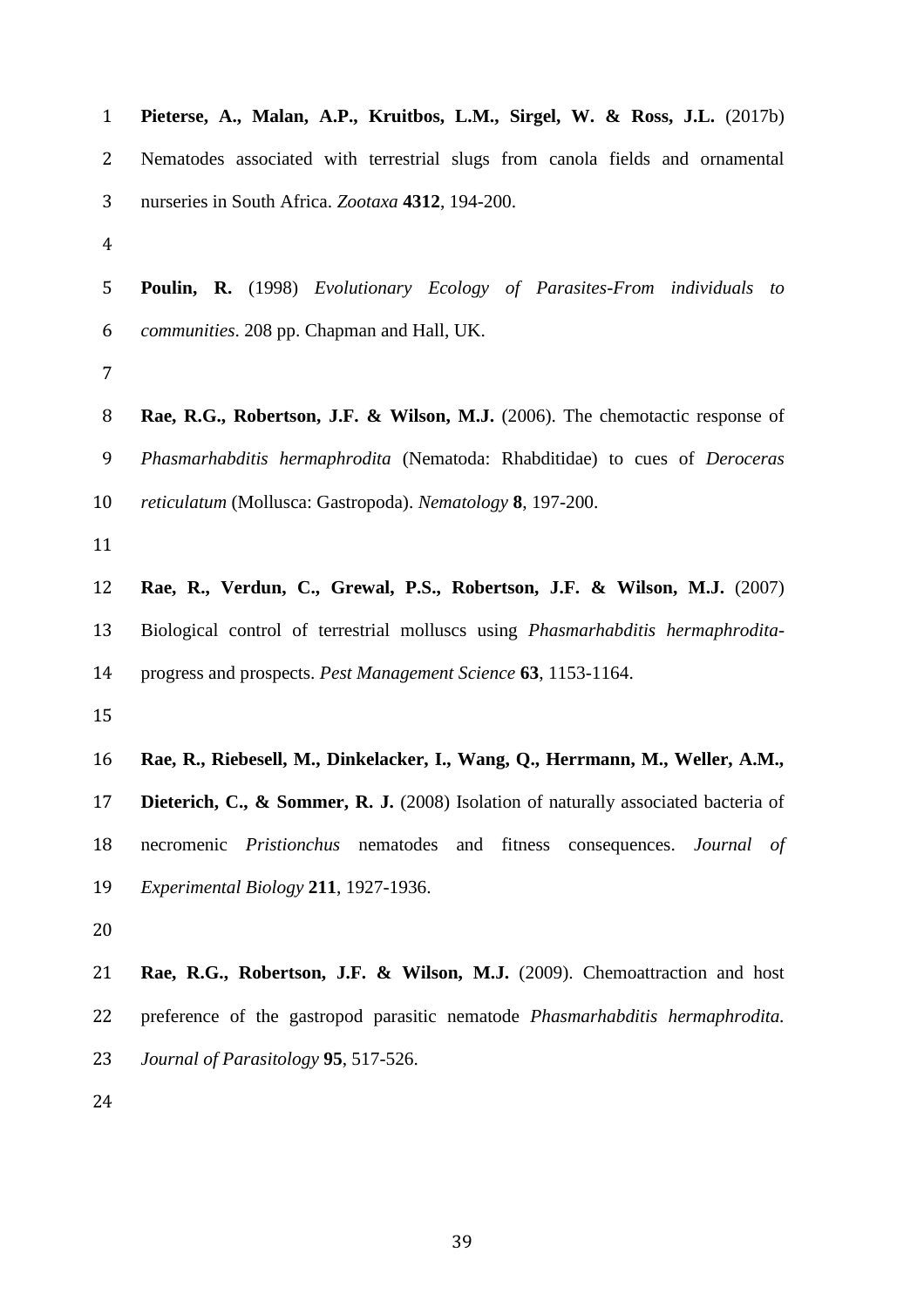**Pieterse, A., Malan, A.P., Kruitbos, L.M., Sirgel, W. & Ross, J.L.** (2017b) Nematodes associated with terrestrial slugs from canola fields and ornamental nurseries in South Africa. *Zootaxa* **4312**, 194-200.

**Poulin, R.** (1998) *Evolutionary Ecology of Parasites-From individuals to communities*. 208 pp. Chapman and Hall, UK.

**Rae, R.G., Robertson, J.F. & Wilson, M.J.** (2006). The chemotactic response of *Phasmarhabditis hermaphrodita* (Nematoda: Rhabditidae) to cues of *Deroceras reticulatum* (Mollusca: Gastropoda). *Nematology* **8**, 197-200.

**Rae, R., Verdun, C., Grewal, P.S., Robertson, J.F. & Wilson, M.J.** (2007) Biological control of terrestrial molluscs using *Phasmarhabditis hermaphrodita*-progress and prospects. *Pest Management Science* **63**, 1153-1164.

**Rae, R., Riebesell, M., Dinkelacker, I., Wang, Q., Herrmann, M., Weller, A.M., Dieterich, C., & Sommer, R. J.** (2008) Isolation of naturally associated bacteria of necromenic *Pristionchus* nematodes and fitness consequences. *Journal of Experimental Biology* **211**, 1927-1936.

**Rae, R.G., Robertson, J.F. & Wilson, M.J.** (2009). Chemoattraction and host preference of the gastropod parasitic nematode *Phasmarhabditis hermaphrodita. Journal of Parasitology* **95**, 517-526.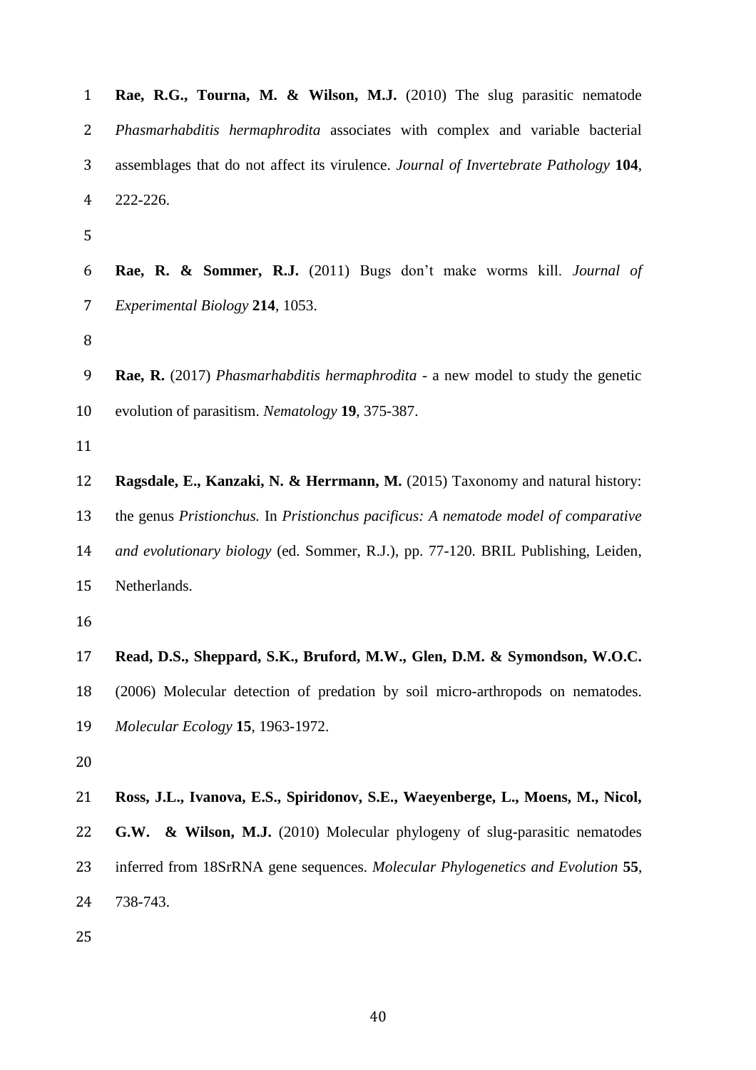**Rae, R.G., Tourna, M. & Wilson, M.J.** (2010) The slug parasitic nematode *Phasmarhabditis hermaphrodita* associates with complex and variable bacterial assemblages that do not affect its virulence. *Journal of Invertebrate Pathology* **104**, 222-226.

**Rae, R. & Sommer, R.J.** (2011) Bugs don't make worms kill. *Journal of Experimental Biology* **214**, 1053.

**Rae, R.** (2017) *Phasmarhabditis hermaphrodita* - a new model to study the genetic evolution of parasitism. *Nematology* **19**, 375-387.

**Ragsdale, E., Kanzaki, N. & Herrmann, M.** (2015) Taxonomy and natural history: the genus *Pristionchus.* In *Pristionchus pacificus: A nematode model of comparative and evolutionary biology* (ed. Sommer, R.J.), pp. 77-120. BRIL Publishing, Leiden, Netherlands.

**Read, D.S., Sheppard, S.K., Bruford, M.W., Glen, D.M. & Symondson, W.O.C.** (2006) Molecular detection of predation by soil micro-arthropods on nematodes. *Molecular Ecology* **15**, 1963-1972.

**Ross, J.L., Ivanova, E.S., Spiridonov, S.E., Waeyenberge, L., Moens, M., Nicol, G.W. & Wilson, M.J.** (2010) Molecular phylogeny of slug-parasitic nematodes inferred from 18SrRNA gene sequences. *Molecular Phylogenetics and Evolution* **55**, 738-743.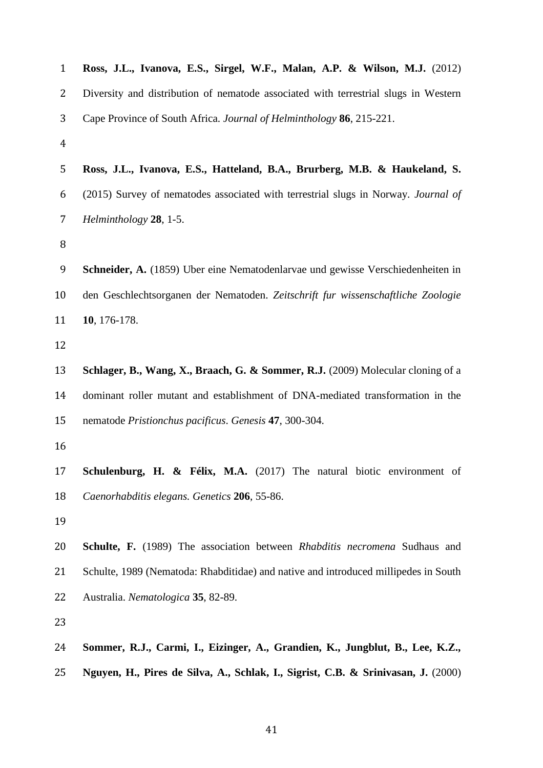**Ross, J.L., Ivanova, E.S., Sirgel, W.F., Malan, A.P. & Wilson, M.J.** (2012) Diversity and distribution of nematode associated with terrestrial slugs in Western Cape Province of South Africa. *Journal of Helminthology* **86**, 215-221.

**Ross, J.L., Ivanova, E.S., Hatteland, B.A., Brurberg, M.B. & Haukeland, S.** (2015) Survey of nematodes associated with terrestrial slugs in Norway. *Journal of Helminthology* **28**, 1-5.

**Schneider, A.** (1859) Uber eine Nematodenlarvae und gewisse Verschiedenheiten in den Geschlechtsorganen der Nematoden. *Zeitschrift fur wissenschaftliche Zoologie* **10**, 176-178.

**Schlager, B., Wang, X., Braach, G. & Sommer, R.J.** (2009) Molecular cloning of a dominant roller mutant and establishment of DNA-mediated transformation in the nematode *Pristionchus pacificus*. *Genesis* **47**, 300-304.

**Schulenburg, H. & Félix, M.A.** (2017) The natural biotic environment of *Caenorhabditis elegans. Genetics* **206**, 55-86.

**Schulte, F.** (1989) The association between *Rhabditis necromena* Sudhaus and Schulte, 1989 (Nematoda: Rhabditidae) and native and introduced millipedes in South Australia. *Nematologica* **35**, 82-89.

**Sommer, R.J., Carmi, I., Eizinger, A., Grandien, K., Jungblut, B., Lee, K.Z., Nguyen, H., Pires de Silva, A., Schlak, I., Sigrist, C.B. & Srinivasan, J.** (2000)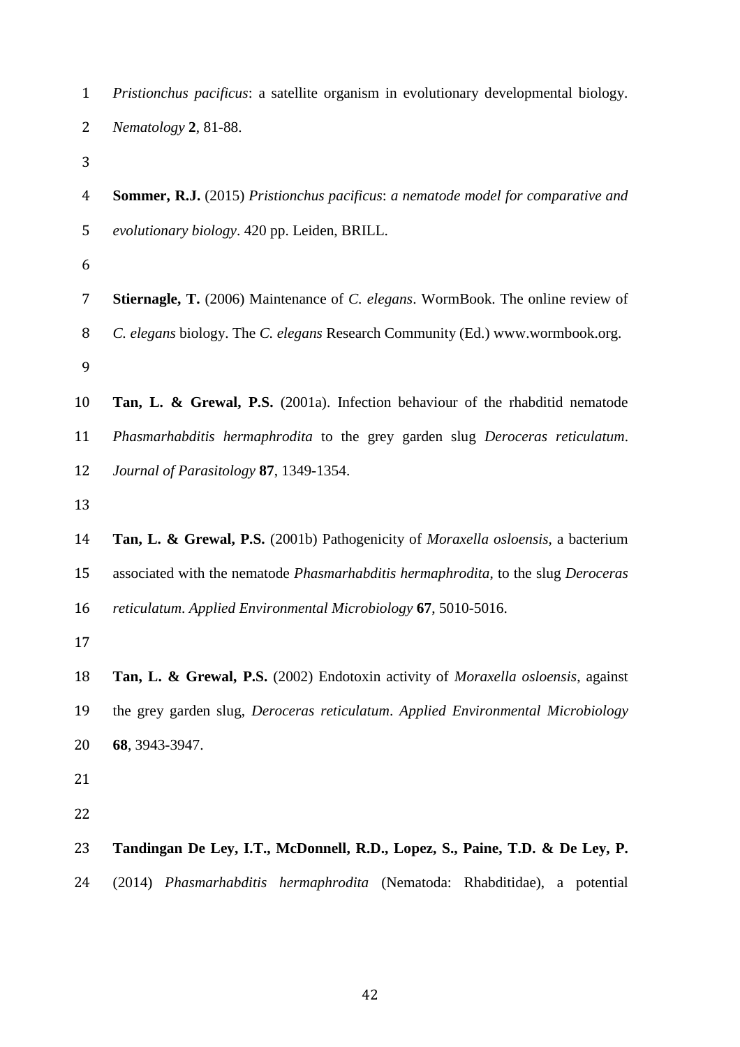*Pristionchus pacificus*: a satellite organism in evolutionary developmental biology. *Nematology* **2**, 81-88.

**Sommer, R.J.** (2015) *Pristionchus pacificus*: *a nematode model for comparative and evolutionary biology*. 420 pp. Leiden, BRILL.

**Stiernagle, T.** (2006) Maintenance of *C. elegans*. WormBook. The online review of *C. elegans* biology. The *C. elegans* Research Community (Ed.) www.wormbook.org.

**Tan, L. & Grewal, P.S.** (2001a). Infection behaviour of the rhabditid nematode *Phasmarhabditis hermaphrodita* to the grey garden slug *Deroceras reticulatum*. *Journal of Parasitology* **87**, 1349-1354.

**Tan, L. & Grewal, P.S.** (2001b) Pathogenicity of *Moraxella osloensis*, a bacterium associated with the nematode *Phasmarhabditis hermaphrodita*, to the slug *Deroceras reticulatum*. *Applied Environmental Microbiology* **67**, 5010-5016.

**Tan, L. & Grewal, P.S.** (2002) Endotoxin activity of *Moraxella osloensis*, against the grey garden slug, *Deroceras reticulatum*. *Applied Environmental Microbiology* **68**, 3943-3947.

**Tandingan De Ley, I.T., McDonnell, R.D., Lopez, S., Paine, T.D. & De Ley, P.** (2014) *Phasmarhabditis hermaphrodita* (Nematoda: Rhabditidae), a potential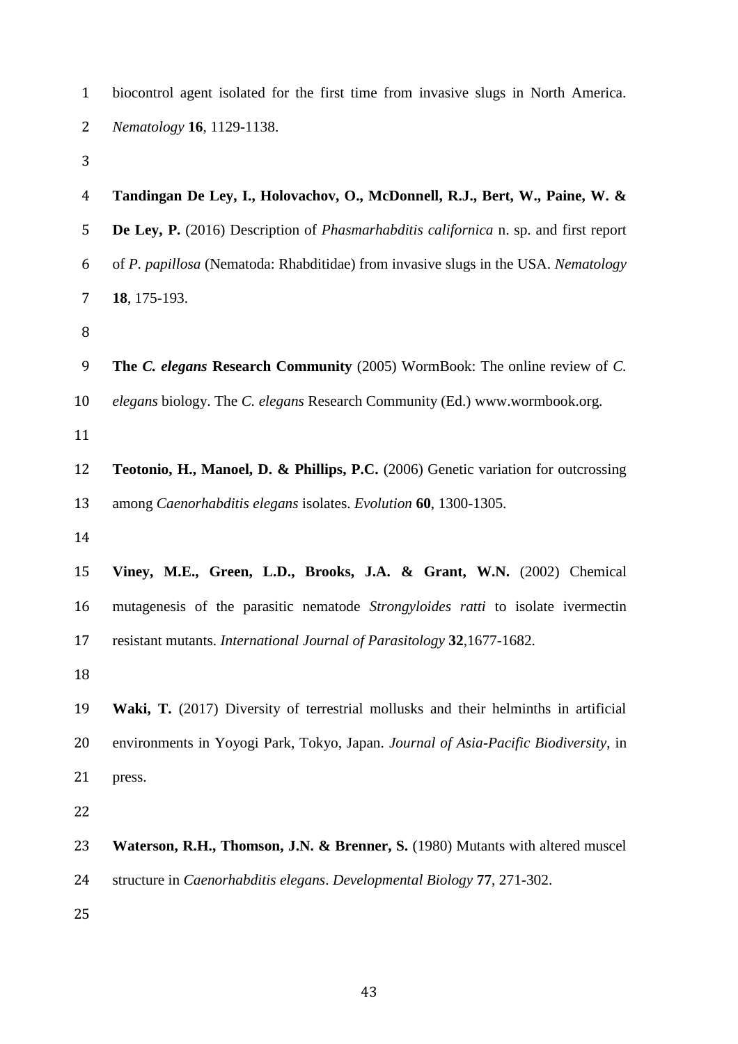biocontrol agent isolated for the first time from invasive slugs in North America. *Nematology* **16**, 1129-1138.

**Tandingan De Ley, I., Holovachov, O., McDonnell, R.J., Bert, W., Paine, W. & De Ley, P.** (2016) Description of *Phasmarhabditis californica* n. sp. and first report of *P. papillosa* (Nematoda: Rhabditidae) from invasive slugs in the USA. *Nematology* **18**, 175-193.

**The *C. elegans* Research Community** (2005) WormBook: The online review of *C. elegans* biology. The *C. elegans* Research Community (Ed.) www.wormbook.org.

**Teotonio, H., Manoel, D. & Phillips, P.C.** (2006) Genetic variation for outcrossing among *Caenorhabditis elegans* isolates. *Evolution* **60**, 1300-1305.

**Viney, M.E., Green, L.D., Brooks, J.A. & Grant, W.N.** (2002) Chemical mutagenesis of the parasitic nematode *Strongyloides ratti* to isolate ivermectin resistant mutants. *International Journal of Parasitology* **32**,1677-1682.

**Waki, T.** (2017) Diversity of terrestrial mollusks and their helminths in artificial environments in Yoyogi Park, Tokyo, Japan. *Journal of Asia-Pacific Biodiversity*, in press.

**Waterson, R.H., Thomson, J.N. & Brenner, S.** (1980) Mutants with altered muscel structure in *Caenorhabditis elegans*. *Developmental Biology* **77**, 271-302.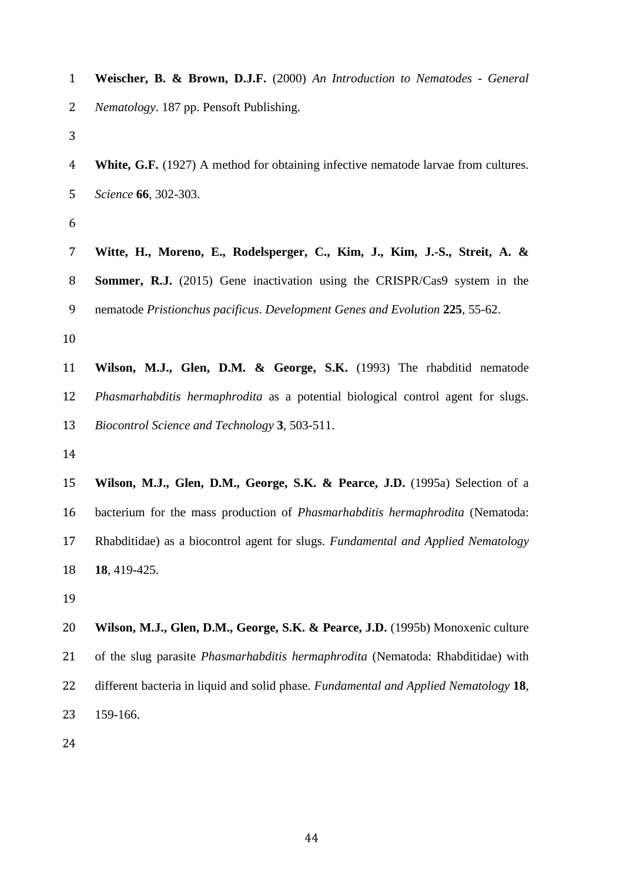**Weischer, B. & Brown, D.J.F.** (2000) *An Introduction to Nematodes - General Nematology*. 187 pp. Pensoft Publishing.

**White, G.F.** (1927) A method for obtaining infective nematode larvae from cultures. *Science* **66**, 302-303.

**Witte, H., Moreno, E., Rodelsperger, C., Kim, J., Kim, J.-S., Streit, A. & Sommer, R.J.** (2015) Gene inactivation using the CRISPR/Cas9 system in the nematode *Pristionchus pacificus*. *Development Genes and Evolution* **225**, 55-62.

**Wilson, M.J., Glen, D.M. & George, S.K.** (1993) The rhabditid nematode *Phasmarhabditis hermaphrodita* as a potential biological control agent for slugs. *Biocontrol Science and Technology* **3**, 503-511.

**Wilson, M.J., Glen, D.M., George, S.K. & Pearce, J.D.** (1995a) Selection of a bacterium for the mass production of *Phasmarhabditis hermaphrodita* (Nematoda: Rhabditidae) as a biocontrol agent for slugs. *Fundamental and Applied Nematology* **18**, 419-425.

**Wilson, M.J., Glen, D.M., George, S.K. & Pearce, J.D.** (1995b) Monoxenic culture of the slug parasite *Phasmarhabditis hermaphrodita* (Nematoda: Rhabditidae) with different bacteria in liquid and solid phase. *Fundamental and Applied Nematology* **18**, 159-166.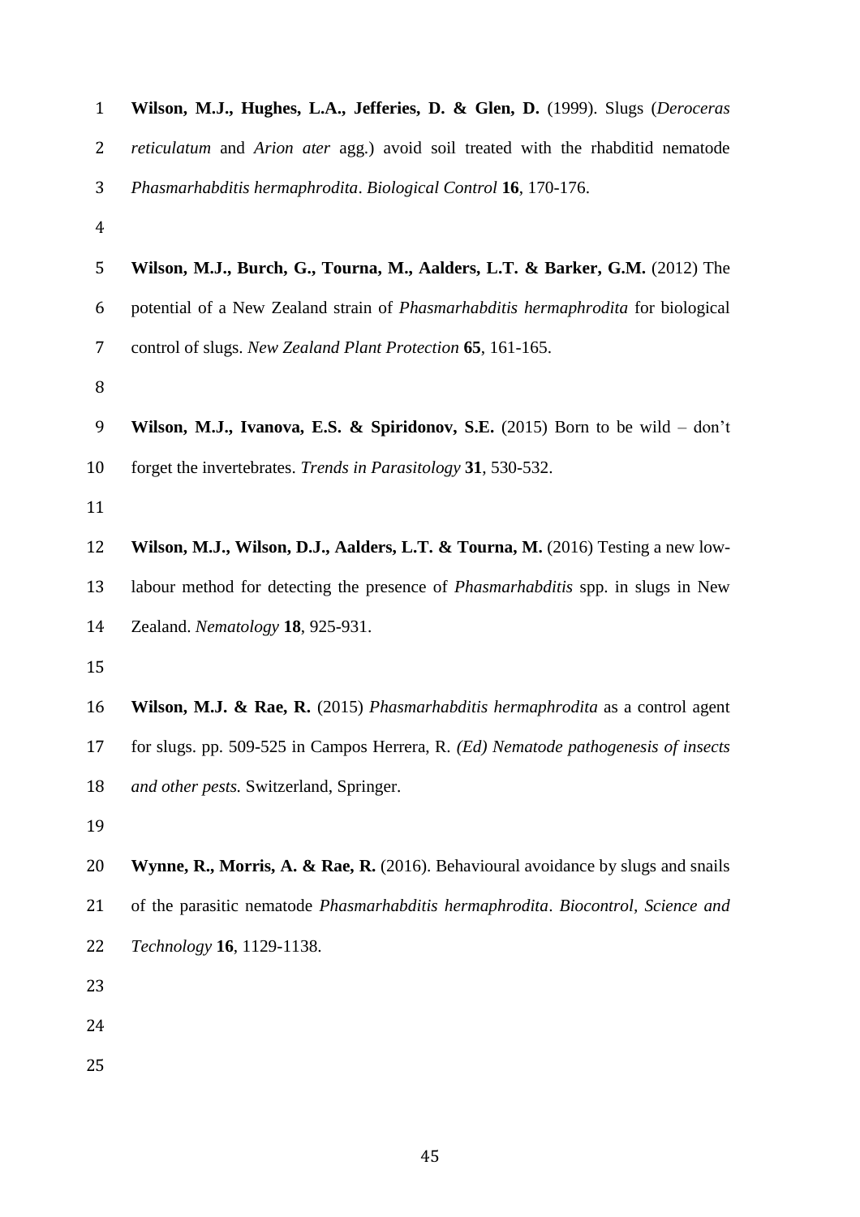**Wilson, M.J., Hughes, L.A., Jefferies, D. & Glen, D.** (1999). Slugs (*Deroceras reticulatum* and *Arion ater* agg.) avoid soil treated with the rhabditid nematode *Phasmarhabditis hermaphrodita*. *Biological Control* **16**, 170-176.

**Wilson, M.J., Burch, G., Tourna, M., Aalders, L.T. & Barker, G.M.** (2012) The potential of a New Zealand strain of *Phasmarhabditis hermaphrodita* for biological control of slugs. *New Zealand Plant Protection* **65**, 161-165.

**Wilson, M.J., Ivanova, E.S. & Spiridonov, S.E.** (2015) Born to be wild – don't forget the invertebrates. *Trends in Parasitology* **31**, 530-532.

**Wilson, M.J., Wilson, D.J., Aalders, L.T. & Tourna, M.** (2016) Testing a new low-labour method for detecting the presence of *Phasmarhabditis* spp. in slugs in New Zealand. *Nematology* **18**, 925-931.

**Wilson, M.J. & Rae, R.** (2015) *Phasmarhabditis hermaphrodita* as a control agent for slugs. pp. 509-525 in Campos Herrera, R. *(Ed) Nematode pathogenesis of insects and other pests.* Switzerland, Springer.

**Wynne, R., Morris, A. & Rae, R.** (2016). Behavioural avoidance by slugs and snails of the parasitic nematode *Phasmarhabditis hermaphrodita*. *Biocontrol, Science and Technology* **16**, 1129-1138.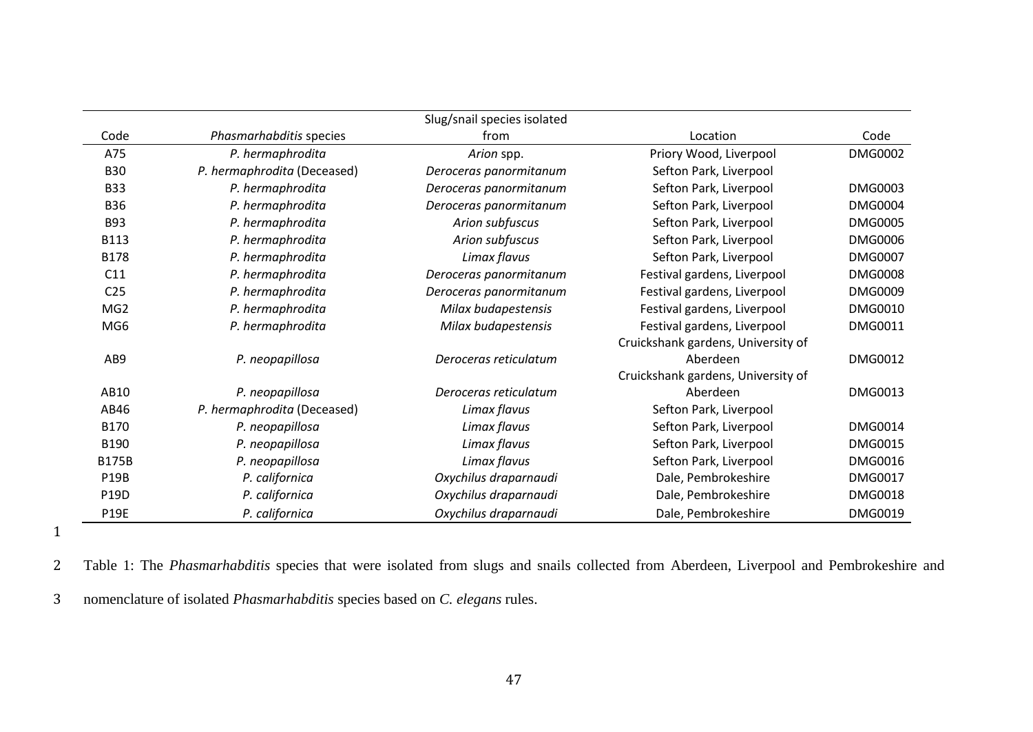| Code | *Phasmarhabditis* species | Slug/snail species isolated from | Location | Code |
|---|---|---|---|---|
| A75 | *P. hermaphrodita* | *Arion* spp. | Priory Wood, Liverpool | DMG0002 |
| B30 | *P. hermaphrodita* (Deceased) | *Deroceras panormitanum* | Sefton Park, Liverpool | |
| B33 | *P. hermaphrodita* | *Deroceras panormitanum* | Sefton Park, Liverpool | DMG0003 |
| B36 | *P. hermaphrodita* | *Deroceras panormitanum* | Sefton Park, Liverpool | DMG0004 |
| B93 | *P. hermaphrodita* | *Arion subfuscus* | Sefton Park, Liverpool | DMG0005 |
| B113 | *P. hermaphrodita* | *Arion subfuscus* | Sefton Park, Liverpool | DMG0006 |
| B178 | *P. hermaphrodita* | *Limax flavus* | Sefton Park, Liverpool | DMG0007 |
| C11 | *P. hermaphrodita* | *Deroceras panormitanum* | Festival gardens, Liverpool | DMG0008 |
| C25 | *P. hermaphrodita* | *Deroceras panormitanum* | Festival gardens, Liverpool | DMG0009 |
| MG2 | *P. hermaphrodita* | *Milax budapestensis* | Festival gardens, Liverpool | DMG0010 |
| MG6 | *P. hermaphrodita* | *Milax budapestensis* | Festival gardens, Liverpool | DMG0011 |
| AB9 | *P. neopapillosa* | *Deroceras reticulatum* | Cruickshank gardens, University of Aberdeen | DMG0012 |
| AB10 | *P. neopapillosa* | *Deroceras reticulatum* | Cruickshank gardens, University of Aberdeen | DMG0013 |
| AB46 | *P. hermaphrodita* (Deceased) | *Limax flavus* | Sefton Park, Liverpool | |
| B170 | *P. neopapillosa* | *Limax flavus* | Sefton Park, Liverpool | DMG0014 |
| B190 | *P. neopapillosa* | *Limax flavus* | Sefton Park, Liverpool | DMG0015 |
| B175B | *P. neopapillosa* | *Limax flavus* | Sefton Park, Liverpool | DMG0016 |
| P19B | *P. californica* | *Oxychilus draparnaudi* | Dale, Pembrokeshire | DMG0017 |
| P19D | *P. californica* | *Oxychilus draparnaudi* | Dale, Pembrokeshire | DMG0018 |
| P19E | *P. californica* | *Oxychilus draparnaudi* | Dale, Pembrokeshire | DMG0019 |

Table 1: The *Phasmarhabditis* species that were isolated from slugs and snails collected from Aberdeen, Liverpool and Pembrokeshire and nomenclature of isolated *Phasmarhabditis* species based on *C. elegans* rules.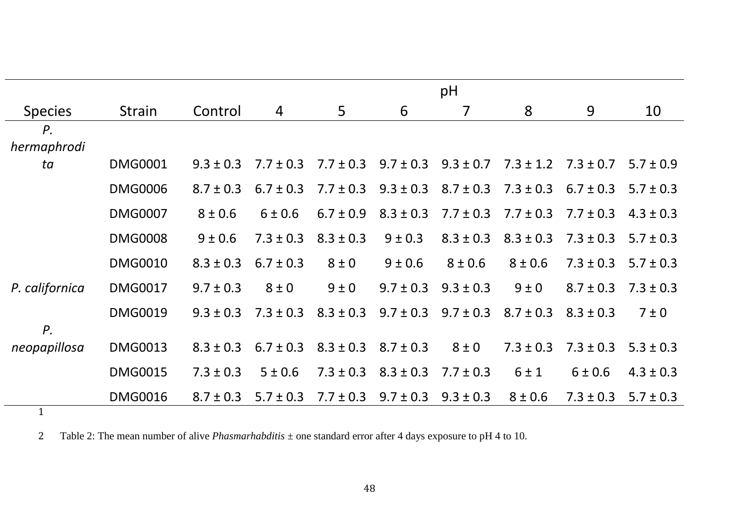| | | | pH | | | | | | |
|---|---|---|---|---|---|---|---|---|---|
| Species | Strain | Control | 4 | 5 | 6 | 7 | 8 | 9 | 10 |
| *P. hermaphrodita* | DMG0001 | 9.3 ± 0.3 | 7.7 ± 0.3 | 7.7 ± 0.3 | 9.7 ± 0.3 | 9.3 ± 0.7 | 7.3 ± 1.2 | 7.3 ± 0.7 | 5.7 ± 0.9 |
| | DMG0006 | 8.7 ± 0.3 | 6.7 ± 0.3 | 7.7 ± 0.3 | 9.3 ± 0.3 | 8.7 ± 0.3 | 7.3 ± 0.3 | 6.7 ± 0.3 | 5.7 ± 0.3 |
| | DMG0007 | 8 ± 0.6 | 6 ± 0.6 | 6.7 ± 0.9 | 8.3 ± 0.3 | 7.7 ± 0.3 | 7.7 ± 0.3 | 7.7 ± 0.3 | 4.3 ± 0.3 |
| | DMG0008 | 9 ± 0.6 | 7.3 ± 0.3 | 8.3 ± 0.3 | 9 ± 0.3 | 8.3 ± 0.3 | 8.3 ± 0.3 | 7.3 ± 0.3 | 5.7 ± 0.3 |
| | DMG0010 | 8.3 ± 0.3 | 6.7 ± 0.3 | 8 ± 0 | 9 ± 0.6 | 8 ± 0.6 | 8 ± 0.6 | 7.3 ± 0.3 | 5.7 ± 0.3 |
| *P. californica* | DMG0017 | 9.7 ± 0.3 | 8 ± 0 | 9 ± 0 | 9.7 ± 0.3 | 9.3 ± 0.3 | 9 ± 0 | 8.7 ± 0.3 | 7.3 ± 0.3 |
| | DMG0019 | 9.3 ± 0.3 | 7.3 ± 0.3 | 8.3 ± 0.3 | 9.7 ± 0.3 | 9.7 ± 0.3 | 8.7 ± 0.3 | 8.3 ± 0.3 | 7 ± 0 |
| *P. neopapillosa* | DMG0013 | 8.3 ± 0.3 | 6.7 ± 0.3 | 8.3 ± 0.3 | 8.7 ± 0.3 | 8 ± 0 | 7.3 ± 0.3 | 7.3 ± 0.3 | 5.3 ± 0.3 |
| | DMG0015 | 7.3 ± 0.3 | 5 ± 0.6 | 7.3 ± 0.3 | 8.3 ± 0.3 | 7.7 ± 0.3 | 6 ± 1 | 6 ± 0.6 | 4.3 ± 0.3 |
| | DMG0016 | 8.7 ± 0.3 | 5.7 ± 0.3 | 7.7 ± 0.3 | 9.7 ± 0.3 | 9.3 ± 0.3 | 8 ± 0.6 | 7.3 ± 0.3 | 5.7 ± 0.3 |

Table 2: The mean number of alive *Phasmarhabditis* ± one standard error after 4 days exposure to pH 4 to 10.